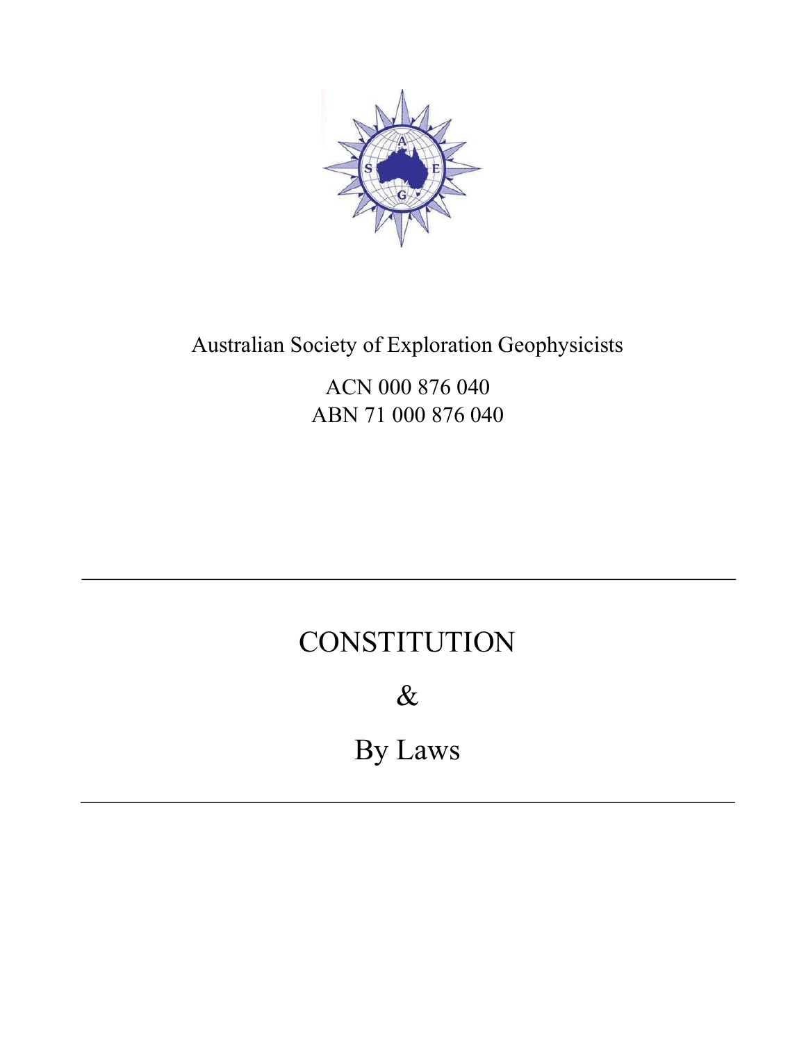Australian Society of Exploration Geophysicists

ACN 000 876 040
ABN 71 000 876 040

---

# CONSTITUTION

# &

# By Laws

---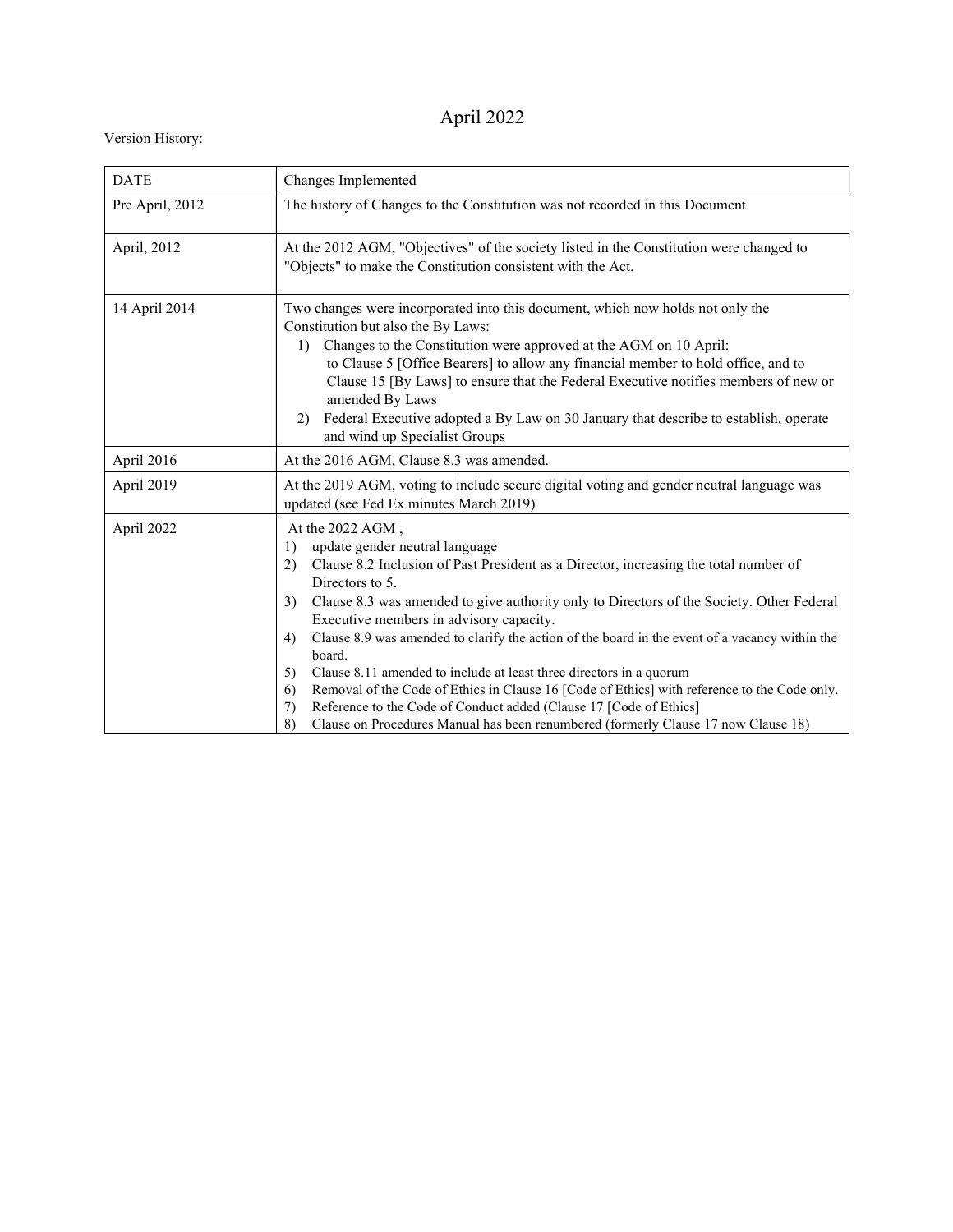April 2022

Version History:

| DATE | Changes Implemented |
| --- | --- |
| Pre April, 2012 | The history of Changes to the Constitution was not recorded in this Document |
| April, 2012 | At the 2012 AGM, "Objectives" of the society listed in the Constitution were changed to "Objects" to make the Constitution consistent with the Act. |
| 14 April 2014 | Two changes were incorporated into this document, which now holds not only the Constitution but also the By Laws:<br>1) Changes to the Constitution were approved at the AGM on 10 April: to Clause 5 [Office Bearers] to allow any financial member to hold office, and to Clause 15 [By Laws] to ensure that the Federal Executive notifies members of new or amended By Laws<br>2) Federal Executive adopted a By Law on 30 January that describe to establish, operate and wind up Specialist Groups |
| April 2016 | At the 2016 AGM, Clause 8.3 was amended. |
| April 2019 | At the 2019 AGM, voting to include secure digital voting and gender neutral language was updated (see Fed Ex minutes March 2019) |
| April 2022 | At the 2022 AGM ,<br>1) update gender neutral language<br>2) Clause 8.2 Inclusion of Past President as a Director, increasing the total number of Directors to 5.<br>3) Clause 8.3 was amended to give authority only to Directors of the Society. Other Federal Executive members in advisory capacity.<br>4) Clause 8.9 was amended to clarify the action of the board in the event of a vacancy within the board.<br>5) Clause 8.11 amended to include at least three directors in a quorum<br>6) Removal of the Code of Ethics in Clause 16 [Code of Ethics] with reference to the Code only.<br>7) Reference to the Code of Conduct added (Clause 17 [Code of Ethics]<br>8) Clause on Procedures Manual has been renumbered (formerly Clause 17 now Clause 18) |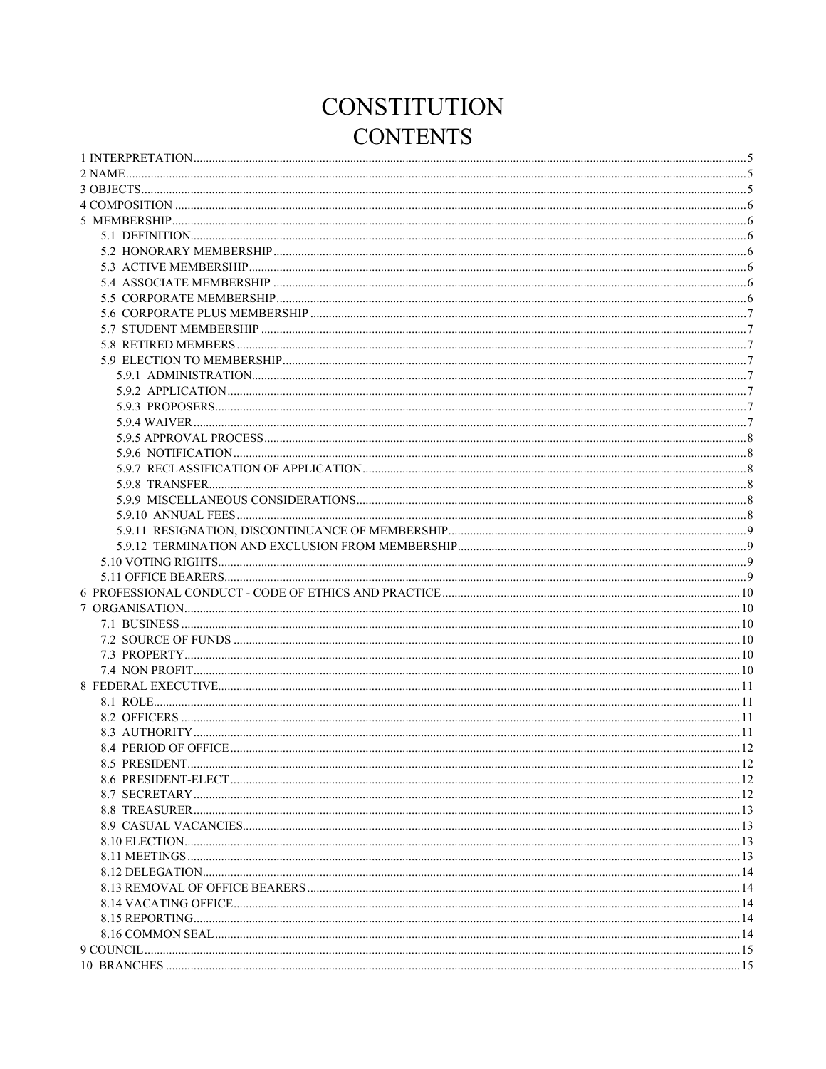# CONSTITUTION

## CONTENTS

1 INTERPRETATION ..... 5
2 NAME ..... 5
3 OBJECTS ..... 5
4 COMPOSITION ..... 6
5 MEMBERSHIP ..... 6
- 5.1 DEFINITION ..... 6
- 5.2 HONORARY MEMBERSHIP ..... 6
- 5.3 ACTIVE MEMBERSHIP ..... 6
- 5.4 ASSOCIATE MEMBERSHIP ..... 6
- 5.5 CORPORATE MEMBERSHIP ..... 6
- 5.6 CORPORATE PLUS MEMBERSHIP ..... 7
- 5.7 STUDENT MEMBERSHIP ..... 7
- 5.8 RETIRED MEMBERS ..... 7
- 5.9 ELECTION TO MEMBERSHIP ..... 7
  - 5.9.1 ADMINISTRATION ..... 7
  - 5.9.2 APPLICATION ..... 7
  - 5.9.3 PROPOSERS ..... 7
  - 5.9.4 WAIVER ..... 7
  - 5.9.5 APPROVAL PROCESS ..... 8
  - 5.9.6 NOTIFICATION ..... 8
  - 5.9.7 RECLASSIFICATION OF APPLICATION ..... 8
  - 5.9.8 TRANSFER ..... 8
  - 5.9.9 MISCELLANEOUS CONSIDERATIONS ..... 8
  - 5.9.10 ANNUAL FEES ..... 8
  - 5.9.11 RESIGNATION, DISCONTINUANCE OF MEMBERSHIP ..... 9
  - 5.9.12 TERMINATION AND EXCLUSION FROM MEMBERSHIP ..... 9
- 5.10 VOTING RIGHTS ..... 9
- 5.11 OFFICE BEARERS ..... 9

6 PROFESSIONAL CONDUCT - CODE OF ETHICS AND PRACTICE ..... 10
7 ORGANISATION ..... 10
- 7.1 BUSINESS ..... 10
- 7.2 SOURCE OF FUNDS ..... 10
- 7.3 PROPERTY ..... 10
- 7.4 NON PROFIT ..... 10

8 FEDERAL EXECUTIVE ..... 11
- 8.1 ROLE ..... 11
- 8.2 OFFICERS ..... 11
- 8.3 AUTHORITY ..... 11
- 8.4 PERIOD OF OFFICE ..... 12
- 8.5 PRESIDENT ..... 12
- 8.6 PRESIDENT-ELECT ..... 12
- 8.7 SECRETARY ..... 12
- 8.8 TREASURER ..... 13
- 8.9 CASUAL VACANCIES ..... 13
- 8.10 ELECTION ..... 13
- 8.11 MEETINGS ..... 13
- 8.12 DELEGATION ..... 14
- 8.13 REMOVAL OF OFFICE BEARERS ..... 14
- 8.14 VACATING OFFICE ..... 14
- 8.15 REPORTING ..... 14
- 8.16 COMMON SEAL ..... 14

9 COUNCIL ..... 15
10 BRANCHES ..... 15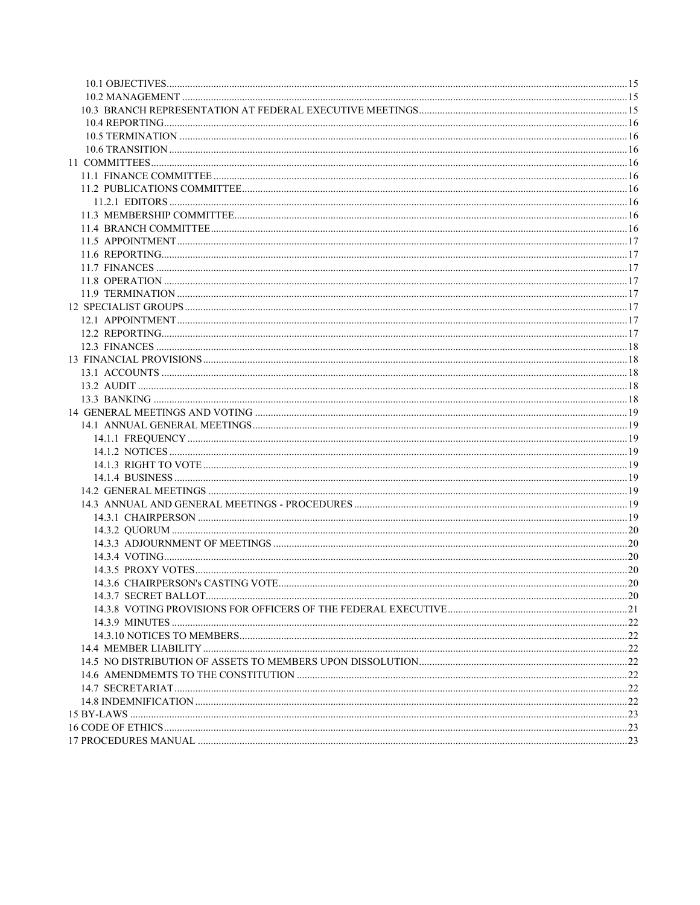10.1 OBJECTIVES....15
10.2 MANAGEMENT....15
10.3 BRANCH REPRESENTATION AT FEDERAL EXECUTIVE MEETINGS....15
10.4 REPORTING....16
10.5 TERMINATION....16
10.6 TRANSITION....16
11 COMMITTEES....16
11.1 FINANCE COMMITTEE....16
11.2 PUBLICATIONS COMMITTEE....16
11.2.1 EDITORS....16
11.3 MEMBERSHIP COMMITTEE....16
11.4 BRANCH COMMITTEE....16
11.5 APPOINTMENT....17
11.6 REPORTING....17
11.7 FINANCES....17
11.8 OPERATION....17
11.9 TERMINATION....17
12 SPECIALIST GROUPS....17
12.1 APPOINTMENT....17
12.2 REPORTING....17
12.3 FINANCES....18
13 FINANCIAL PROVISIONS....18
13.1 ACCOUNTS....18
13.2 AUDIT....18
13.3 BANKING....18
14 GENERAL MEETINGS AND VOTING....19
14.1 ANNUAL GENERAL MEETINGS....19
14.1.1 FREQUENCY....19
14.1.2 NOTICES....19
14.1.3 RIGHT TO VOTE....19
14.1.4 BUSINESS....19
14.2 GENERAL MEETINGS....19
14.3 ANNUAL AND GENERAL MEETINGS - PROCEDURES....19
14.3.1 CHAIRPERSON....19
14.3.2 QUORUM....20
14.3.3 ADJOURNMENT OF MEETINGS....20
14.3.4 VOTING....20
14.3.5 PROXY VOTES....20
14.3.6 CHAIRPERSON's CASTING VOTE....20
14.3.7 SECRET BALLOT....20
14.3.8 VOTING PROVISIONS FOR OFFICERS OF THE FEDERAL EXECUTIVE....21
14.3.9 MINUTES....22
14.3.10 NOTICES TO MEMBERS....22
14.4 MEMBER LIABILITY....22
14.5 NO DISTRIBUTION OF ASSETS TO MEMBERS UPON DISSOLUTION....22
14.6 AMENDMEMTS TO THE CONSTITUTION....22
14.7 SECRETARIAT....22
14.8 INDEMNIFICATION....22
15 BY-LAWS....23
16 CODE OF ETHICS....23
17 PROCEDURES MANUAL....23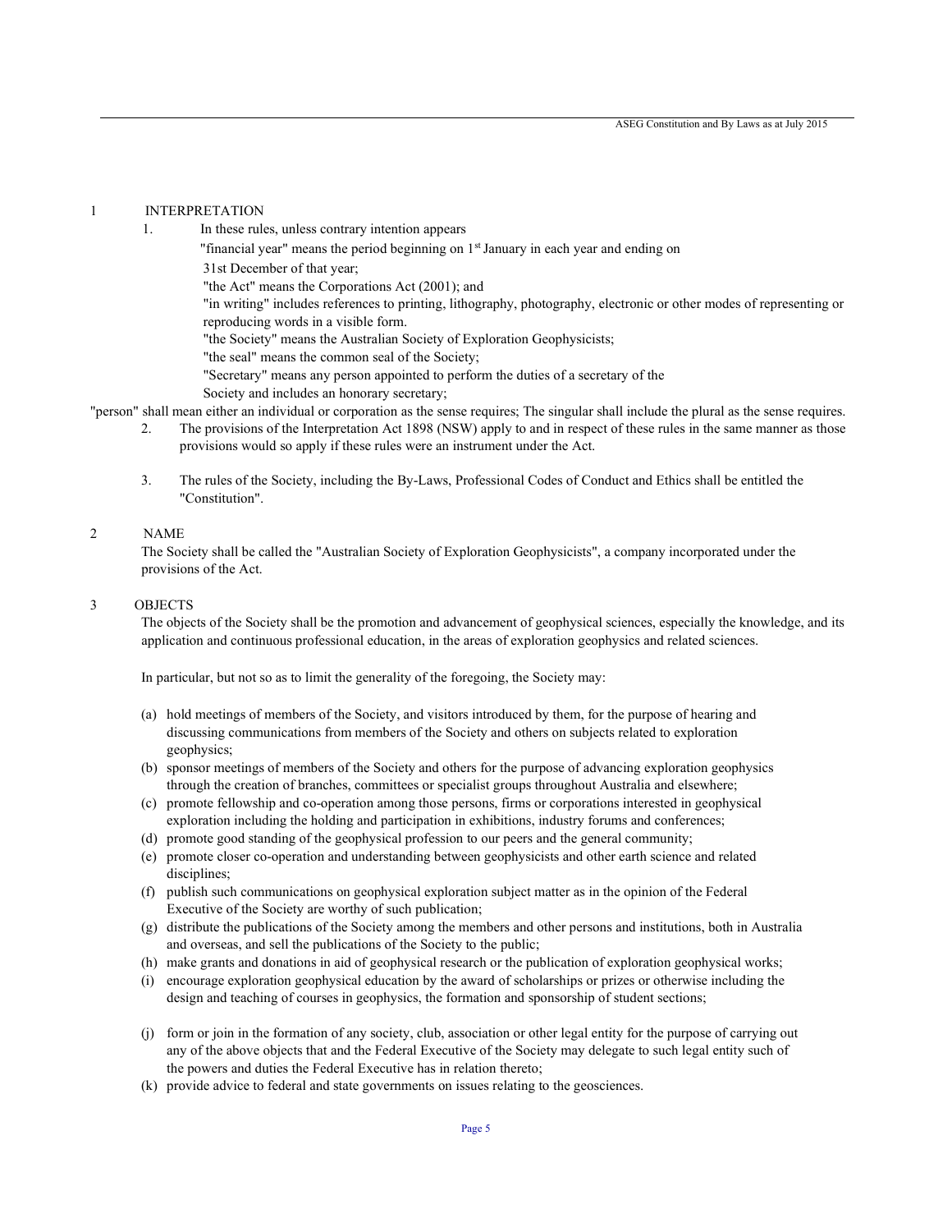## 1 INTERPRETATION

1. In these rules, unless contrary intention appears

   "financial year" means the period beginning on 1st January in each year and ending on 31st December of that year;

   "the Act" means the Corporations Act (2001); and

   "in writing" includes references to printing, lithography, photography, electronic or other modes of representing or reproducing words in a visible form.

   "the Society" means the Australian Society of Exploration Geophysicists;

   "the seal" means the common seal of the Society;

   "Secretary" means any person appointed to perform the duties of a secretary of the Society and includes an honorary secretary;

"person" shall mean either an individual or corporation as the sense requires; The singular shall include the plural as the sense requires.

2. The provisions of the Interpretation Act 1898 (NSW) apply to and in respect of these rules in the same manner as those provisions would so apply if these rules were an instrument under the Act.

3. The rules of the Society, including the By-Laws, Professional Codes of Conduct and Ethics shall be entitled the "Constitution".

## 2 NAME

The Society shall be called the "Australian Society of Exploration Geophysicists", a company incorporated under the provisions of the Act.

## 3 OBJECTS

The objects of the Society shall be the promotion and advancement of geophysical sciences, especially the knowledge, and its application and continuous professional education, in the areas of exploration geophysics and related sciences.

In particular, but not so as to limit the generality of the foregoing, the Society may:

(a) hold meetings of members of the Society, and visitors introduced by them, for the purpose of hearing and discussing communications from members of the Society and others on subjects related to exploration geophysics;

(b) sponsor meetings of members of the Society and others for the purpose of advancing exploration geophysics through the creation of branches, committees or specialist groups throughout Australia and elsewhere;

(c) promote fellowship and co-operation among those persons, firms or corporations interested in geophysical exploration including the holding and participation in exhibitions, industry forums and conferences;

(d) promote good standing of the geophysical profession to our peers and the general community;

(e) promote closer co-operation and understanding between geophysicists and other earth science and related disciplines;

(f) publish such communications on geophysical exploration subject matter as in the opinion of the Federal Executive of the Society are worthy of such publication;

(g) distribute the publications of the Society among the members and other persons and institutions, both in Australia and overseas, and sell the publications of the Society to the public;

(h) make grants and donations in aid of geophysical research or the publication of exploration geophysical works;

(i) encourage exploration geophysical education by the award of scholarships or prizes or otherwise including the design and teaching of courses in geophysics, the formation and sponsorship of student sections;

(j) form or join in the formation of any society, club, association or other legal entity for the purpose of carrying out any of the above objects that and the Federal Executive of the Society may delegate to such legal entity such of the powers and duties the Federal Executive has in relation thereto;

(k) provide advice to federal and state governments on issues relating to the geosciences.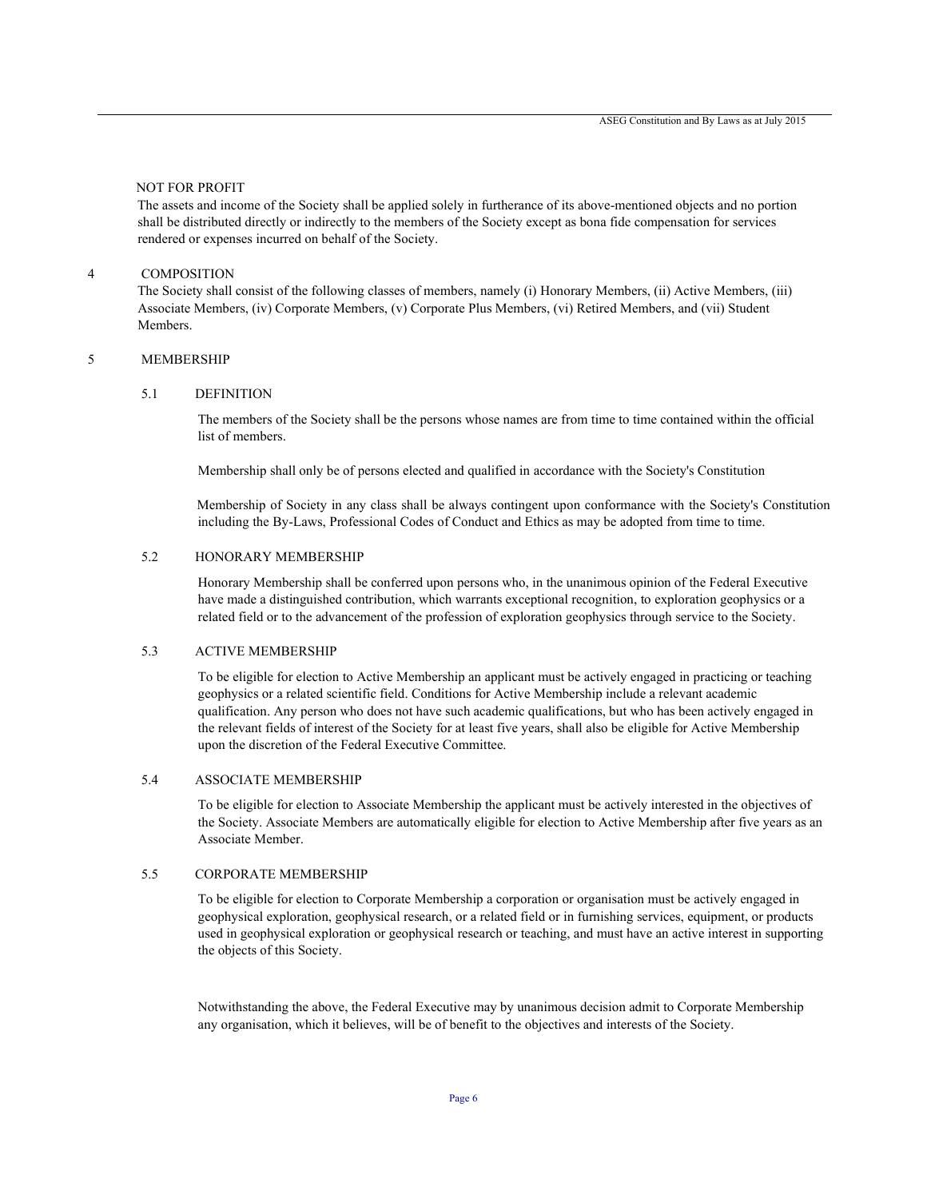## NOT FOR PROFIT

The assets and income of the Society shall be applied solely in furtherance of its above-mentioned objects and no portion shall be distributed directly or indirectly to the members of the Society except as bona fide compensation for services rendered or expenses incurred on behalf of the Society.

## 4 COMPOSITION

The Society shall consist of the following classes of members, namely (i) Honorary Members, (ii) Active Members, (iii) Associate Members, (iv) Corporate Members, (v) Corporate Plus Members, (vi) Retired Members, and (vii) Student Members.

## 5 MEMBERSHIP

### 5.1 DEFINITION

The members of the Society shall be the persons whose names are from time to time contained within the official list of members.

Membership shall only be of persons elected and qualified in accordance with the Society's Constitution

Membership of Society in any class shall be always contingent upon conformance with the Society's Constitution including the By-Laws, Professional Codes of Conduct and Ethics as may be adopted from time to time.

### 5.2 HONORARY MEMBERSHIP

Honorary Membership shall be conferred upon persons who, in the unanimous opinion of the Federal Executive have made a distinguished contribution, which warrants exceptional recognition, to exploration geophysics or a related field or to the advancement of the profession of exploration geophysics through service to the Society.

### 5.3 ACTIVE MEMBERSHIP

To be eligible for election to Active Membership an applicant must be actively engaged in practicing or teaching geophysics or a related scientific field. Conditions for Active Membership include a relevant academic qualification. Any person who does not have such academic qualifications, but who has been actively engaged in the relevant fields of interest of the Society for at least five years, shall also be eligible for Active Membership upon the discretion of the Federal Executive Committee.

### 5.4 ASSOCIATE MEMBERSHIP

To be eligible for election to Associate Membership the applicant must be actively interested in the objectives of the Society. Associate Members are automatically eligible for election to Active Membership after five years as an Associate Member.

### 5.5 CORPORATE MEMBERSHIP

To be eligible for election to Corporate Membership a corporation or organisation must be actively engaged in geophysical exploration, geophysical research, or a related field or in furnishing services, equipment, or products used in geophysical exploration or geophysical research or teaching, and must have an active interest in supporting the objects of this Society.

Notwithstanding the above, the Federal Executive may by unanimous decision admit to Corporate Membership any organisation, which it believes, will be of benefit to the objectives and interests of the Society.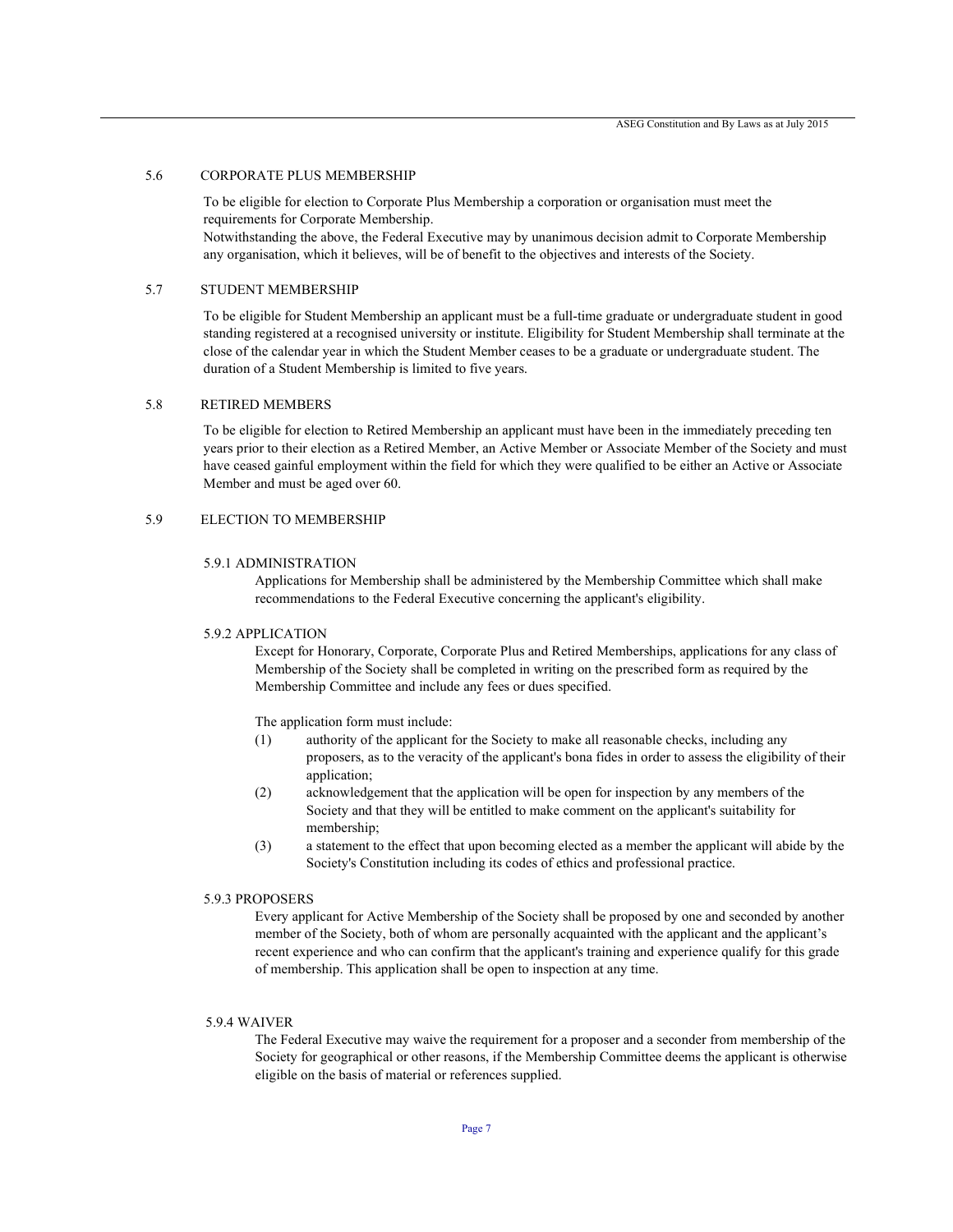## 5.6 CORPORATE PLUS MEMBERSHIP

To be eligible for election to Corporate Plus Membership a corporation or organisation must meet the requirements for Corporate Membership.
Notwithstanding the above, the Federal Executive may by unanimous decision admit to Corporate Membership any organisation, which it believes, will be of benefit to the objectives and interests of the Society.

## 5.7 STUDENT MEMBERSHIP

To be eligible for Student Membership an applicant must be a full-time graduate or undergraduate student in good standing registered at a recognised university or institute. Eligibility for Student Membership shall terminate at the close of the calendar year in which the Student Member ceases to be a graduate or undergraduate student. The duration of a Student Membership is limited to five years.

## 5.8 RETIRED MEMBERS

To be eligible for election to Retired Membership an applicant must have been in the immediately preceding ten years prior to their election as a Retired Member, an Active Member or Associate Member of the Society and must have ceased gainful employment within the field for which they were qualified to be either an Active or Associate Member and must be aged over 60.

## 5.9 ELECTION TO MEMBERSHIP

### 5.9.1 ADMINISTRATION

Applications for Membership shall be administered by the Membership Committee which shall make recommendations to the Federal Executive concerning the applicant's eligibility.

### 5.9.2 APPLICATION

Except for Honorary, Corporate, Corporate Plus and Retired Memberships, applications for any class of Membership of the Society shall be completed in writing on the prescribed form as required by the Membership Committee and include any fees or dues specified.

The application form must include:

(1) authority of the applicant for the Society to make all reasonable checks, including any proposers, as to the veracity of the applicant's bona fides in order to assess the eligibility of their application;

(2) acknowledgement that the application will be open for inspection by any members of the Society and that they will be entitled to make comment on the applicant's suitability for membership;

(3) a statement to the effect that upon becoming elected as a member the applicant will abide by the Society's Constitution including its codes of ethics and professional practice.

### 5.9.3 PROPOSERS

Every applicant for Active Membership of the Society shall be proposed by one and seconded by another member of the Society, both of whom are personally acquainted with the applicant and the applicant's recent experience and who can confirm that the applicant's training and experience qualify for this grade of membership. This application shall be open to inspection at any time.

### 5.9.4 WAIVER

The Federal Executive may waive the requirement for a proposer and a seconder from membership of the Society for geographical or other reasons, if the Membership Committee deems the applicant is otherwise eligible on the basis of material or references supplied.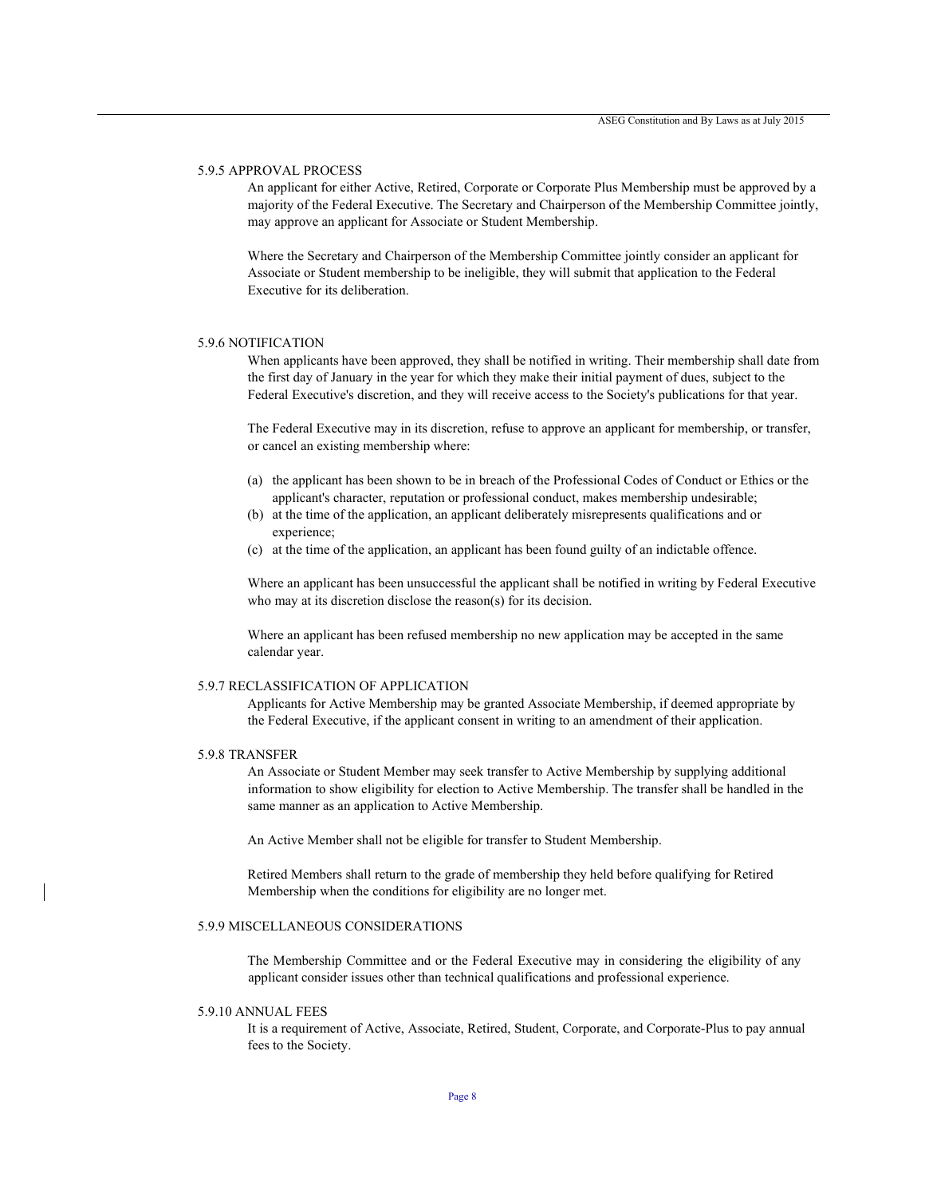### 5.9.5 APPROVAL PROCESS

An applicant for either Active, Retired, Corporate or Corporate Plus Membership must be approved by a majority of the Federal Executive. The Secretary and Chairperson of the Membership Committee jointly, may approve an applicant for Associate or Student Membership.

Where the Secretary and Chairperson of the Membership Committee jointly consider an applicant for Associate or Student membership to be ineligible, they will submit that application to the Federal Executive for its deliberation.

### 5.9.6 NOTIFICATION

When applicants have been approved, they shall be notified in writing. Their membership shall date from the first day of January in the year for which they make their initial payment of dues, subject to the Federal Executive's discretion, and they will receive access to the Society's publications for that year.

The Federal Executive may in its discretion, refuse to approve an applicant for membership, or transfer, or cancel an existing membership where:

(a) the applicant has been shown to be in breach of the Professional Codes of Conduct or Ethics or the applicant's character, reputation or professional conduct, makes membership undesirable;
(b) at the time of the application, an applicant deliberately misrepresents qualifications and or experience;
(c) at the time of the application, an applicant has been found guilty of an indictable offence.

Where an applicant has been unsuccessful the applicant shall be notified in writing by Federal Executive who may at its discretion disclose the reason(s) for its decision.

Where an applicant has been refused membership no new application may be accepted in the same calendar year.

### 5.9.7 RECLASSIFICATION OF APPLICATION

Applicants for Active Membership may be granted Associate Membership, if deemed appropriate by the Federal Executive, if the applicant consent in writing to an amendment of their application.

### 5.9.8 TRANSFER

An Associate or Student Member may seek transfer to Active Membership by supplying additional information to show eligibility for election to Active Membership. The transfer shall be handled in the same manner as an application to Active Membership.

An Active Member shall not be eligible for transfer to Student Membership.

Retired Members shall return to the grade of membership they held before qualifying for Retired Membership when the conditions for eligibility are no longer met.

### 5.9.9 MISCELLANEOUS CONSIDERATIONS

The Membership Committee and or the Federal Executive may in considering the eligibility of any applicant consider issues other than technical qualifications and professional experience.

### 5.9.10 ANNUAL FEES

It is a requirement of Active, Associate, Retired, Student, Corporate, and Corporate-Plus to pay annual fees to the Society.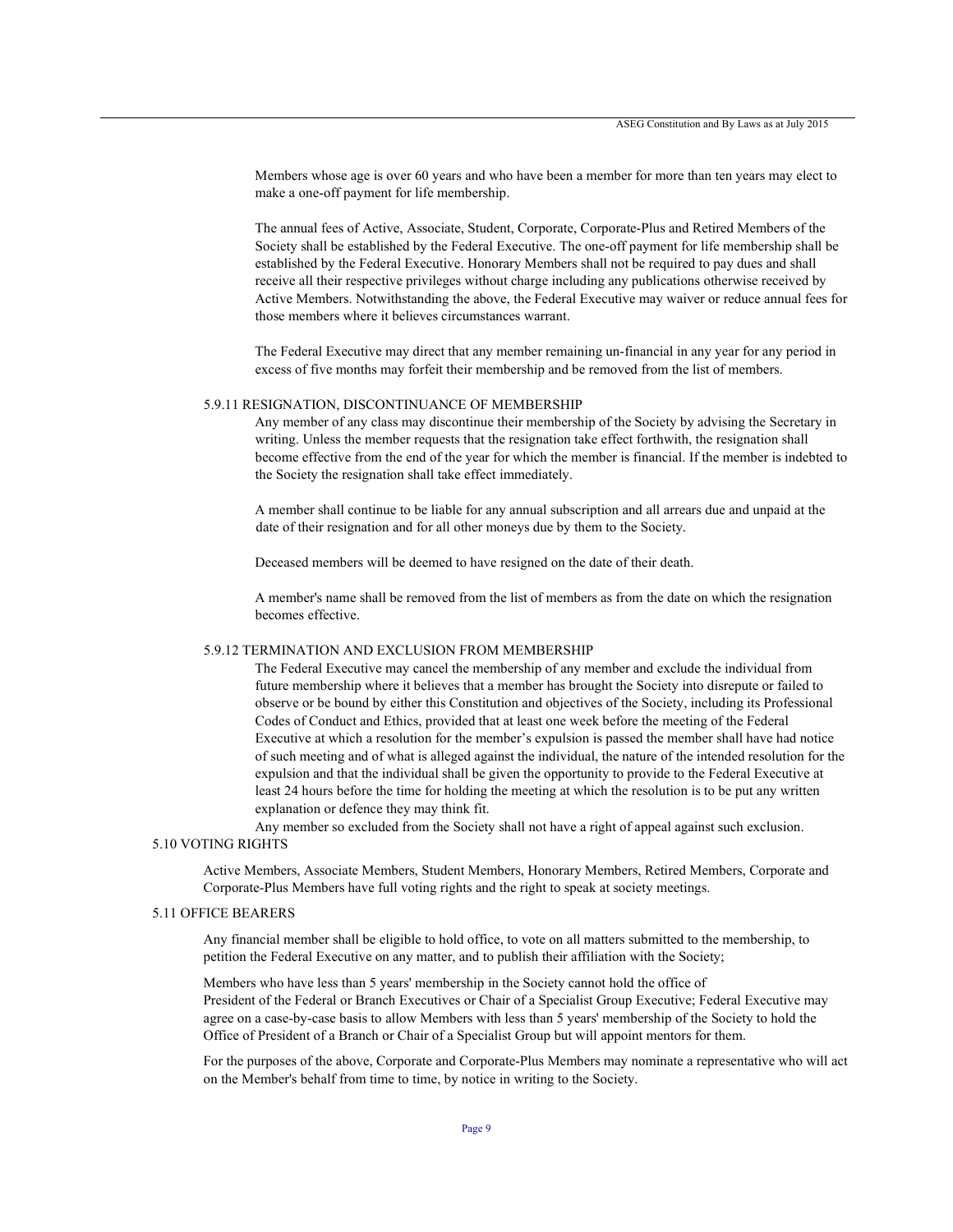Members whose age is over 60 years and who have been a member for more than ten years may elect to make a one-off payment for life membership.

The annual fees of Active, Associate, Student, Corporate, Corporate-Plus and Retired Members of the Society shall be established by the Federal Executive. The one-off payment for life membership shall be established by the Federal Executive. Honorary Members shall not be required to pay dues and shall receive all their respective privileges without charge including any publications otherwise received by Active Members. Notwithstanding the above, the Federal Executive may waiver or reduce annual fees for those members where it believes circumstances warrant.

The Federal Executive may direct that any member remaining un-financial in any year for any period in excess of five months may forfeit their membership and be removed from the list of members.

#### 5.9.11 RESIGNATION, DISCONTINUANCE OF MEMBERSHIP

Any member of any class may discontinue their membership of the Society by advising the Secretary in writing. Unless the member requests that the resignation take effect forthwith, the resignation shall become effective from the end of the year for which the member is financial. If the member is indebted to the Society the resignation shall take effect immediately.

A member shall continue to be liable for any annual subscription and all arrears due and unpaid at the date of their resignation and for all other moneys due by them to the Society.

Deceased members will be deemed to have resigned on the date of their death.

A member's name shall be removed from the list of members as from the date on which the resignation becomes effective.

#### 5.9.12 TERMINATION AND EXCLUSION FROM MEMBERSHIP

The Federal Executive may cancel the membership of any member and exclude the individual from future membership where it believes that a member has brought the Society into disrepute or failed to observe or be bound by either this Constitution and objectives of the Society, including its Professional Codes of Conduct and Ethics, provided that at least one week before the meeting of the Federal Executive at which a resolution for the member's expulsion is passed the member shall have had notice of such meeting and of what is alleged against the individual, the nature of the intended resolution for the expulsion and that the individual shall be given the opportunity to provide to the Federal Executive at least 24 hours before the time for holding the meeting at which the resolution is to be put any written explanation or defence they may think fit.

Any member so excluded from the Society shall not have a right of appeal against such exclusion.

### 5.10 VOTING RIGHTS

Active Members, Associate Members, Student Members, Honorary Members, Retired Members, Corporate and Corporate-Plus Members have full voting rights and the right to speak at society meetings.

### 5.11 OFFICE BEARERS

Any financial member shall be eligible to hold office, to vote on all matters submitted to the membership, to petition the Federal Executive on any matter, and to publish their affiliation with the Society;

Members who have less than 5 years' membership in the Society cannot hold the office of President of the Federal or Branch Executives or Chair of a Specialist Group Executive; Federal Executive may agree on a case-by-case basis to allow Members with less than 5 years' membership of the Society to hold the Office of President of a Branch or Chair of a Specialist Group but will appoint mentors for them.

For the purposes of the above, Corporate and Corporate-Plus Members may nominate a representative who will act on the Member's behalf from time to time, by notice in writing to the Society.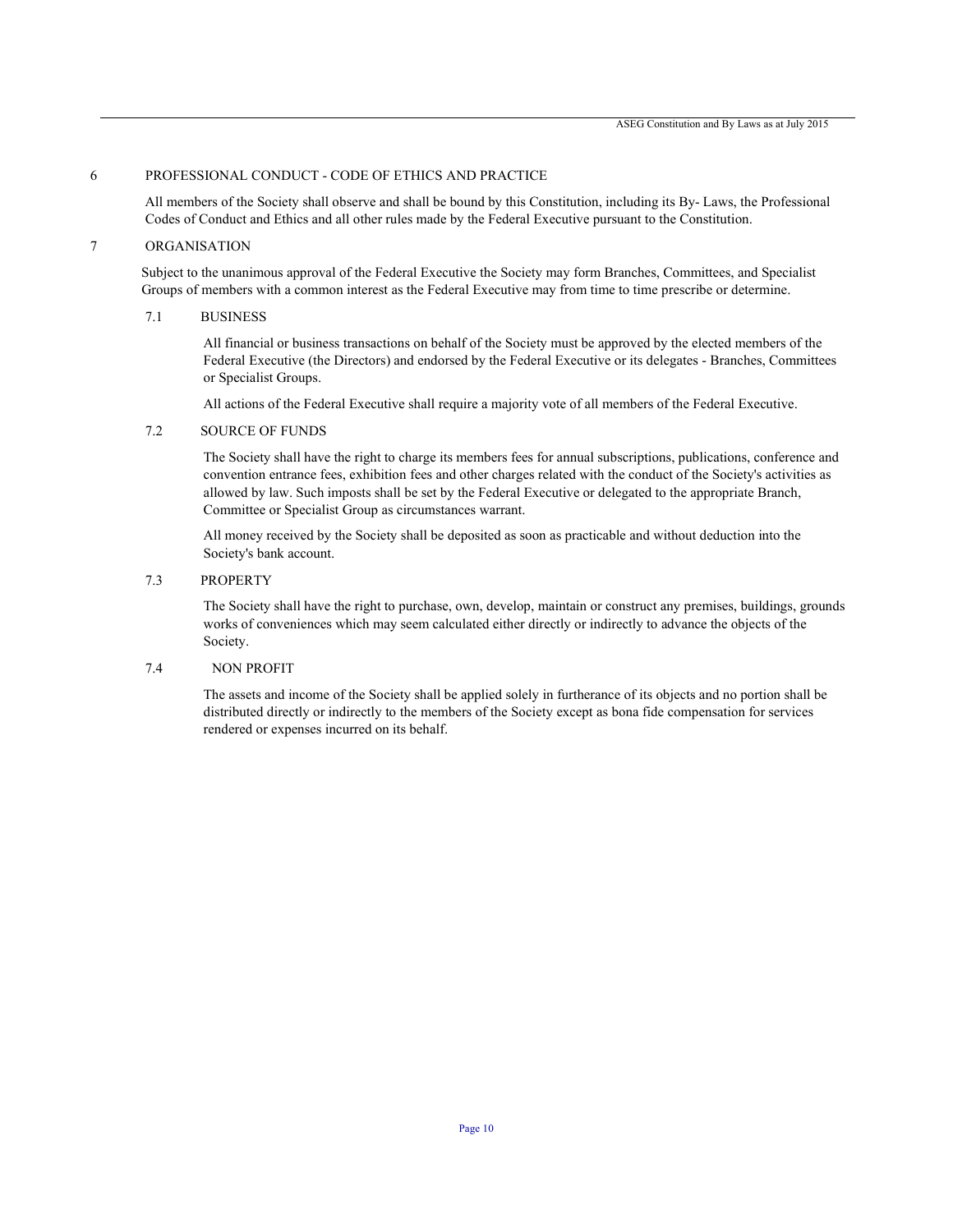## 6 PROFESSIONAL CONDUCT - CODE OF ETHICS AND PRACTICE

All members of the Society shall observe and shall be bound by this Constitution, including its By- Laws, the Professional Codes of Conduct and Ethics and all other rules made by the Federal Executive pursuant to the Constitution.

## 7 ORGANISATION

Subject to the unanimous approval of the Federal Executive the Society may form Branches, Committees, and Specialist Groups of members with a common interest as the Federal Executive may from time to time prescribe or determine.

### 7.1 BUSINESS

All financial or business transactions on behalf of the Society must be approved by the elected members of the Federal Executive (the Directors) and endorsed by the Federal Executive or its delegates - Branches, Committees or Specialist Groups.

All actions of the Federal Executive shall require a majority vote of all members of the Federal Executive.

### 7.2 SOURCE OF FUNDS

The Society shall have the right to charge its members fees for annual subscriptions, publications, conference and convention entrance fees, exhibition fees and other charges related with the conduct of the Society's activities as allowed by law. Such imposts shall be set by the Federal Executive or delegated to the appropriate Branch, Committee or Specialist Group as circumstances warrant.

All money received by the Society shall be deposited as soon as practicable and without deduction into the Society's bank account.

### 7.3 PROPERTY

The Society shall have the right to purchase, own, develop, maintain or construct any premises, buildings, grounds works of conveniences which may seem calculated either directly or indirectly to advance the objects of the Society.

### 7.4 NON PROFIT

The assets and income of the Society shall be applied solely in furtherance of its objects and no portion shall be distributed directly or indirectly to the members of the Society except as bona fide compensation for services rendered or expenses incurred on its behalf.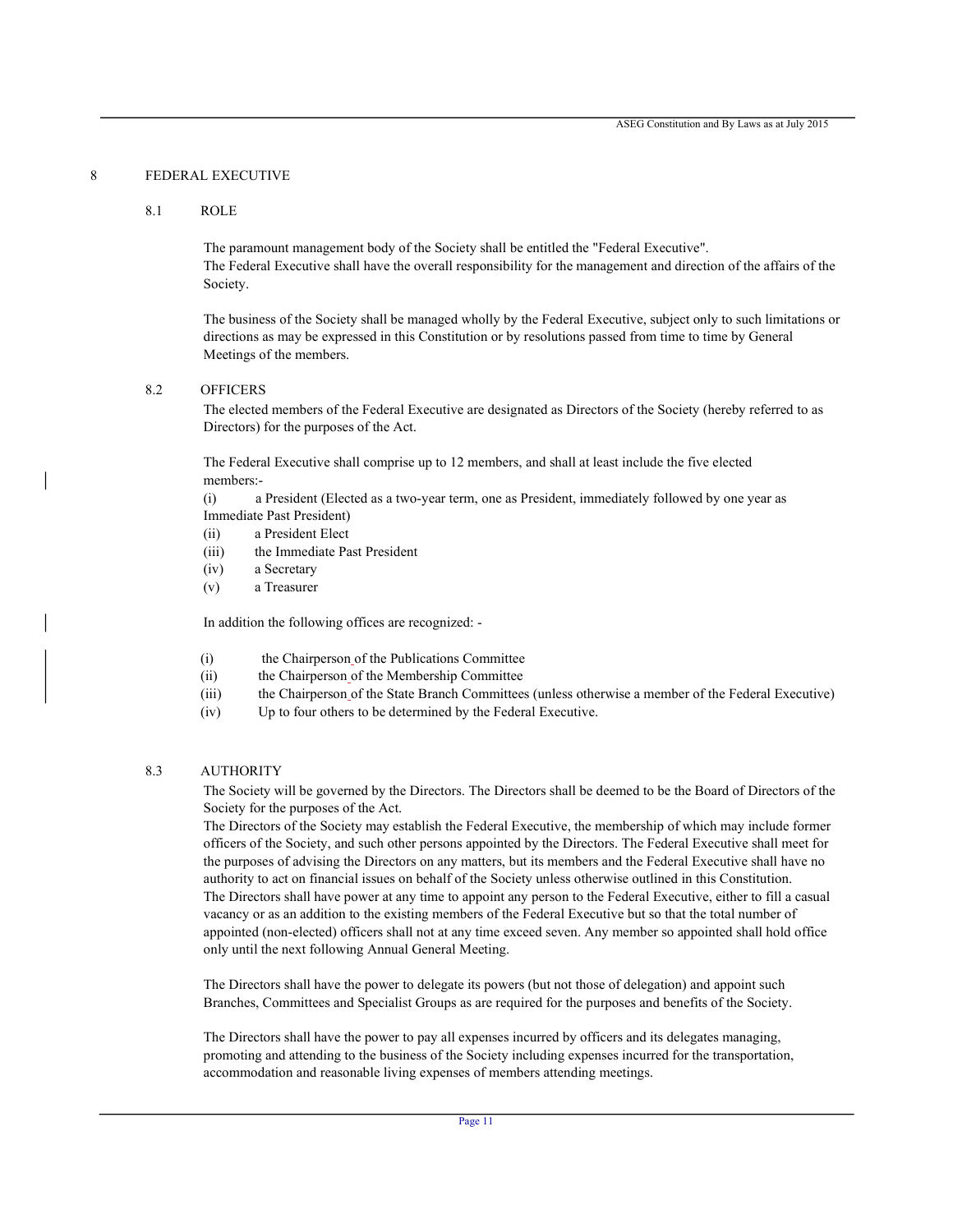## 8 FEDERAL EXECUTIVE

### 8.1 ROLE

The paramount management body of the Society shall be entitled the "Federal Executive".
The Federal Executive shall have the overall responsibility for the management and direction of the affairs of the Society.

The business of the Society shall be managed wholly by the Federal Executive, subject only to such limitations or directions as may be expressed in this Constitution or by resolutions passed from time to time by General Meetings of the members.

### 8.2 OFFICERS

The elected members of the Federal Executive are designated as Directors of the Society (hereby referred to as Directors) for the purposes of the Act.

The Federal Executive shall comprise up to 12 members, and shall at least include the five elected members:-

(i) a President (Elected as a two-year term, one as President, immediately followed by one year as Immediate Past President)
(ii) a President Elect
(iii) the Immediate Past President
(iv) a Secretary
(v) a Treasurer

In addition the following offices are recognized: -

(i) the Chairperson of the Publications Committee
(ii) the Chairperson of the Membership Committee
(iii) the Chairperson of the State Branch Committees (unless otherwise a member of the Federal Executive)
(iv) Up to four others to be determined by the Federal Executive.

### 8.3 AUTHORITY

The Society will be governed by the Directors. The Directors shall be deemed to be the Board of Directors of the Society for the purposes of the Act.
The Directors of the Society may establish the Federal Executive, the membership of which may include former officers of the Society, and such other persons appointed by the Directors. The Federal Executive shall meet for the purposes of advising the Directors on any matters, but its members and the Federal Executive shall have no authority to act on financial issues on behalf of the Society unless otherwise outlined in this Constitution.
The Directors shall have power at any time to appoint any person to the Federal Executive, either to fill a casual vacancy or as an addition to the existing members of the Federal Executive but so that the total number of appointed (non-elected) officers shall not at any time exceed seven. Any member so appointed shall hold office only until the next following Annual General Meeting.

The Directors shall have the power to delegate its powers (but not those of delegation) and appoint such Branches, Committees and Specialist Groups as are required for the purposes and benefits of the Society.

The Directors shall have the power to pay all expenses incurred by officers and its delegates managing, promoting and attending to the business of the Society including expenses incurred for the transportation, accommodation and reasonable living expenses of members attending meetings.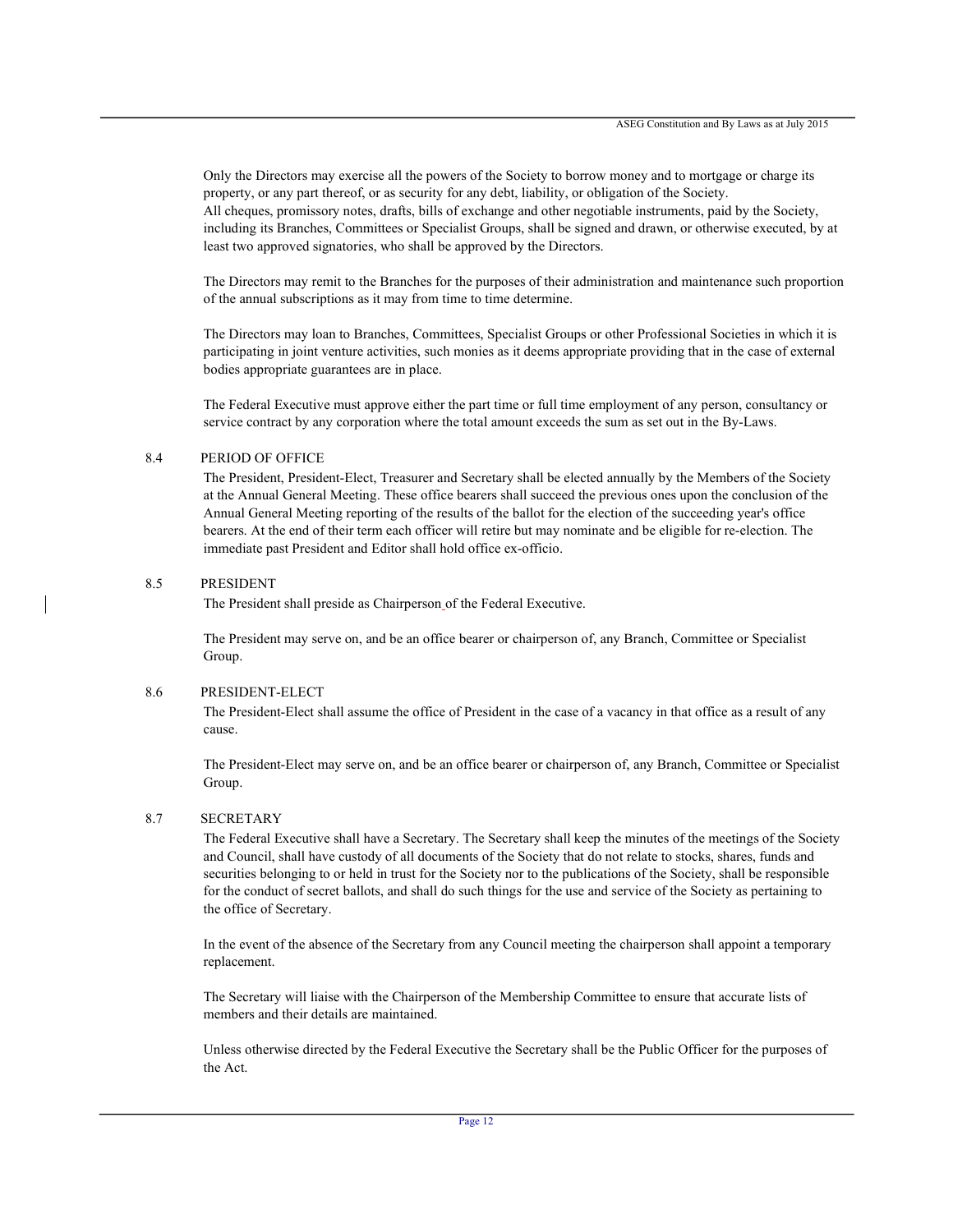Only the Directors may exercise all the powers of the Society to borrow money and to mortgage or charge its property, or any part thereof, or as security for any debt, liability, or obligation of the Society.
All cheques, promissory notes, drafts, bills of exchange and other negotiable instruments, paid by the Society, including its Branches, Committees or Specialist Groups, shall be signed and drawn, or otherwise executed, by at least two approved signatories, who shall be approved by the Directors.

The Directors may remit to the Branches for the purposes of their administration and maintenance such proportion of the annual subscriptions as it may from time to time determine.

The Directors may loan to Branches, Committees, Specialist Groups or other Professional Societies in which it is participating in joint venture activities, such monies as it deems appropriate providing that in the case of external bodies appropriate guarantees are in place.

The Federal Executive must approve either the part time or full time employment of any person, consultancy or service contract by any corporation where the total amount exceeds the sum as set out in the By-Laws.

### 8.4 PERIOD OF OFFICE

The President, President-Elect, Treasurer and Secretary shall be elected annually by the Members of the Society at the Annual General Meeting. These office bearers shall succeed the previous ones upon the conclusion of the Annual General Meeting reporting of the results of the ballot for the election of the succeeding year's office bearers. At the end of their term each officer will retire but may nominate and be eligible for re-election. The immediate past President and Editor shall hold office ex-officio.

### 8.5 PRESIDENT

The President shall preside as Chairperson of the Federal Executive.

The President may serve on, and be an office bearer or chairperson of, any Branch, Committee or Specialist Group.

### 8.6 PRESIDENT-ELECT

The President-Elect shall assume the office of President in the case of a vacancy in that office as a result of any cause.

The President-Elect may serve on, and be an office bearer or chairperson of, any Branch, Committee or Specialist Group.

### 8.7 SECRETARY

The Federal Executive shall have a Secretary. The Secretary shall keep the minutes of the meetings of the Society and Council, shall have custody of all documents of the Society that do not relate to stocks, shares, funds and securities belonging to or held in trust for the Society nor to the publications of the Society, shall be responsible for the conduct of secret ballots, and shall do such things for the use and service of the Society as pertaining to the office of Secretary.

In the event of the absence of the Secretary from any Council meeting the chairperson shall appoint a temporary replacement.

The Secretary will liaise with the Chairperson of the Membership Committee to ensure that accurate lists of members and their details are maintained.

Unless otherwise directed by the Federal Executive the Secretary shall be the Public Officer for the purposes of the Act.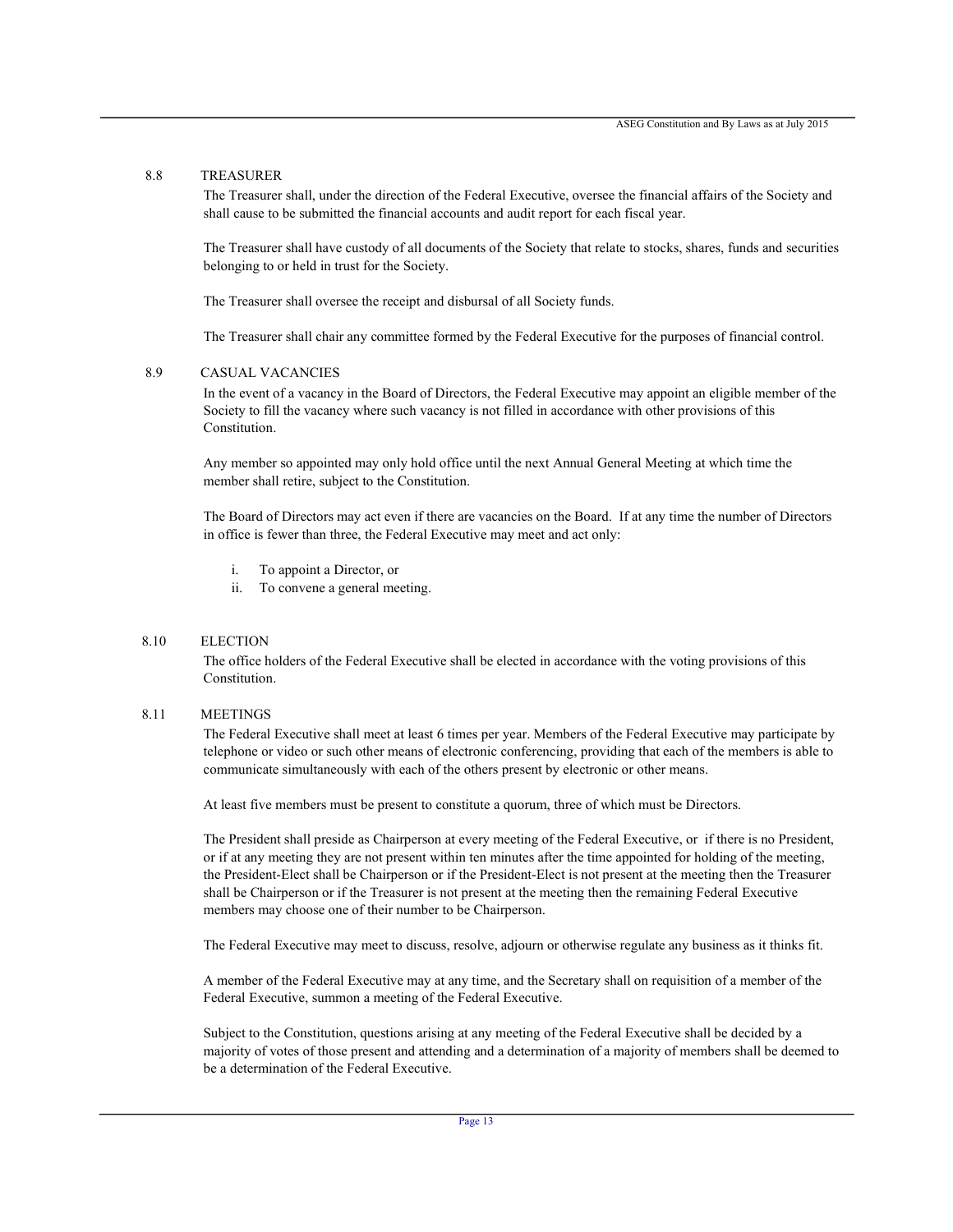### 8.8 TREASURER

The Treasurer shall, under the direction of the Federal Executive, oversee the financial affairs of the Society and shall cause to be submitted the financial accounts and audit report for each fiscal year.

The Treasurer shall have custody of all documents of the Society that relate to stocks, shares, funds and securities belonging to or held in trust for the Society.

The Treasurer shall oversee the receipt and disbursal of all Society funds.

The Treasurer shall chair any committee formed by the Federal Executive for the purposes of financial control.

### 8.9 CASUAL VACANCIES

In the event of a vacancy in the Board of Directors, the Federal Executive may appoint an eligible member of the Society to fill the vacancy where such vacancy is not filled in accordance with other provisions of this Constitution.

Any member so appointed may only hold office until the next Annual General Meeting at which time the member shall retire, subject to the Constitution.

The Board of Directors may act even if there are vacancies on the Board. If at any time the number of Directors in office is fewer than three, the Federal Executive may meet and act only:

i. To appoint a Director, or
ii. To convene a general meeting.

### 8.10 ELECTION

The office holders of the Federal Executive shall be elected in accordance with the voting provisions of this Constitution.

### 8.11 MEETINGS

The Federal Executive shall meet at least 6 times per year. Members of the Federal Executive may participate by telephone or video or such other means of electronic conferencing, providing that each of the members is able to communicate simultaneously with each of the others present by electronic or other means.

At least five members must be present to constitute a quorum, three of which must be Directors.

The President shall preside as Chairperson at every meeting of the Federal Executive, or if there is no President, or if at any meeting they are not present within ten minutes after the time appointed for holding of the meeting, the President-Elect shall be Chairperson or if the President-Elect is not present at the meeting then the Treasurer shall be Chairperson or if the Treasurer is not present at the meeting then the remaining Federal Executive members may choose one of their number to be Chairperson.

The Federal Executive may meet to discuss, resolve, adjourn or otherwise regulate any business as it thinks fit.

A member of the Federal Executive may at any time, and the Secretary shall on requisition of a member of the Federal Executive, summon a meeting of the Federal Executive.

Subject to the Constitution, questions arising at any meeting of the Federal Executive shall be decided by a majority of votes of those present and attending and a determination of a majority of members shall be deemed to be a determination of the Federal Executive.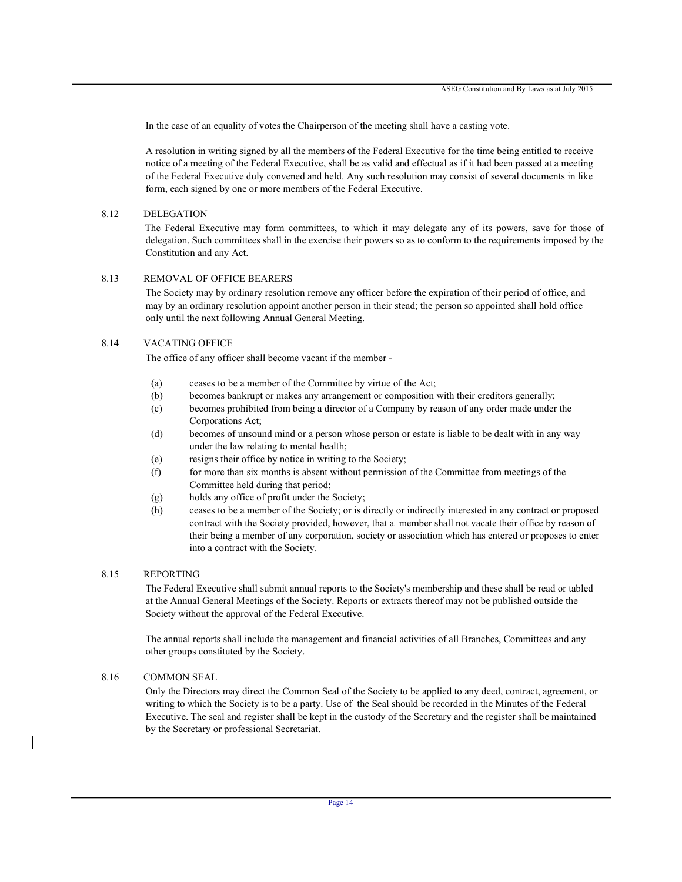In the case of an equality of votes the Chairperson of the meeting shall have a casting vote.

A resolution in writing signed by all the members of the Federal Executive for the time being entitled to receive notice of a meeting of the Federal Executive, shall be as valid and effectual as if it had been passed at a meeting of the Federal Executive duly convened and held. Any such resolution may consist of several documents in like form, each signed by one or more members of the Federal Executive.

### 8.12 DELEGATION

The Federal Executive may form committees, to which it may delegate any of its powers, save for those of delegation. Such committees shall in the exercise their powers so as to conform to the requirements imposed by the Constitution and any Act.

### 8.13 REMOVAL OF OFFICE BEARERS

The Society may by ordinary resolution remove any officer before the expiration of their period of office, and may by an ordinary resolution appoint another person in their stead; the person so appointed shall hold office only until the next following Annual General Meeting.

### 8.14 VACATING OFFICE

The office of any officer shall become vacant if the member -

(a) ceases to be a member of the Committee by virtue of the Act;
(b) becomes bankrupt or makes any arrangement or composition with their creditors generally;
(c) becomes prohibited from being a director of a Company by reason of any order made under the Corporations Act;
(d) becomes of unsound mind or a person whose person or estate is liable to be dealt with in any way under the law relating to mental health;
(e) resigns their office by notice in writing to the Society;
(f) for more than six months is absent without permission of the Committee from meetings of the Committee held during that period;
(g) holds any office of profit under the Society;
(h) ceases to be a member of the Society; or is directly or indirectly interested in any contract or proposed contract with the Society provided, however, that a member shall not vacate their office by reason of their being a member of any corporation, society or association which has entered or proposes to enter into a contract with the Society.

### 8.15 REPORTING

The Federal Executive shall submit annual reports to the Society's membership and these shall be read or tabled at the Annual General Meetings of the Society. Reports or extracts thereof may not be published outside the Society without the approval of the Federal Executive.

The annual reports shall include the management and financial activities of all Branches, Committees and any other groups constituted by the Society.

### 8.16 COMMON SEAL

Only the Directors may direct the Common Seal of the Society to be applied to any deed, contract, agreement, or writing to which the Society is to be a party. Use of the Seal should be recorded in the Minutes of the Federal Executive. The seal and register shall be kept in the custody of the Secretary and the register shall be maintained by the Secretary or professional Secretariat.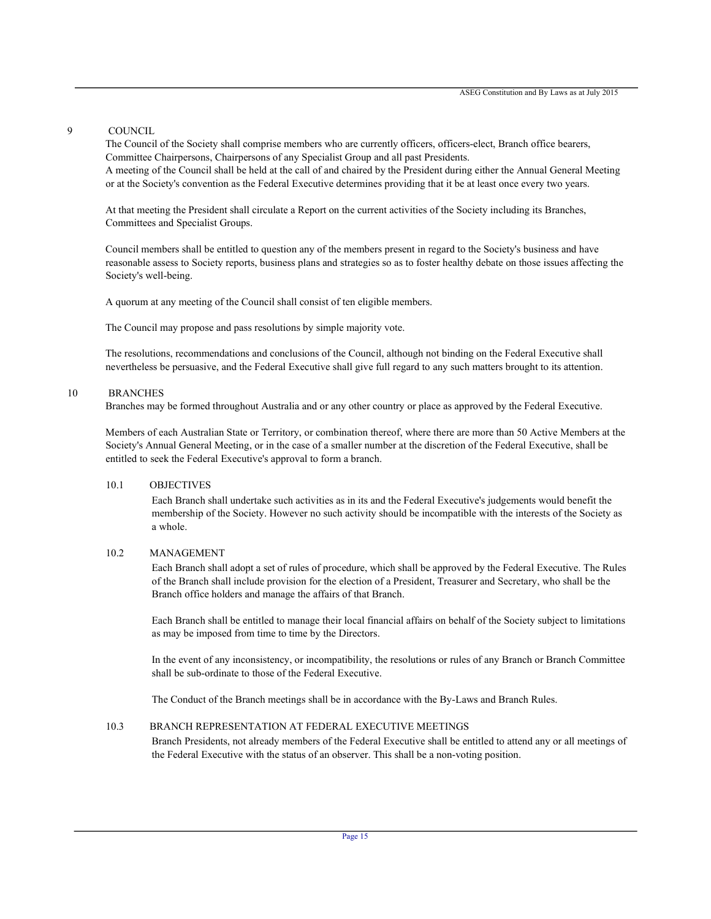## 9 COUNCIL

The Council of the Society shall comprise members who are currently officers, officers-elect, Branch office bearers, Committee Chairpersons, Chairpersons of any Specialist Group and all past Presidents.
A meeting of the Council shall be held at the call of and chaired by the President during either the Annual General Meeting or at the Society's convention as the Federal Executive determines providing that it be at least once every two years.

At that meeting the President shall circulate a Report on the current activities of the Society including its Branches, Committees and Specialist Groups.

Council members shall be entitled to question any of the members present in regard to the Society's business and have reasonable assess to Society reports, business plans and strategies so as to foster healthy debate on those issues affecting the Society's well-being.

A quorum at any meeting of the Council shall consist of ten eligible members.

The Council may propose and pass resolutions by simple majority vote.

The resolutions, recommendations and conclusions of the Council, although not binding on the Federal Executive shall nevertheless be persuasive, and the Federal Executive shall give full regard to any such matters brought to its attention.

## 10 BRANCHES

Branches may be formed throughout Australia and or any other country or place as approved by the Federal Executive.

Members of each Australian State or Territory, or combination thereof, where there are more than 50 Active Members at the Society's Annual General Meeting, or in the case of a smaller number at the discretion of the Federal Executive, shall be entitled to seek the Federal Executive's approval to form a branch.

### 10.1 OBJECTIVES

Each Branch shall undertake such activities as in its and the Federal Executive's judgements would benefit the membership of the Society. However no such activity should be incompatible with the interests of the Society as a whole.

### 10.2 MANAGEMENT

Each Branch shall adopt a set of rules of procedure, which shall be approved by the Federal Executive. The Rules of the Branch shall include provision for the election of a President, Treasurer and Secretary, who shall be the Branch office holders and manage the affairs of that Branch.

Each Branch shall be entitled to manage their local financial affairs on behalf of the Society subject to limitations as may be imposed from time to time by the Directors.

In the event of any inconsistency, or incompatibility, the resolutions or rules of any Branch or Branch Committee shall be sub-ordinate to those of the Federal Executive.

The Conduct of the Branch meetings shall be in accordance with the By-Laws and Branch Rules.

### 10.3 BRANCH REPRESENTATION AT FEDERAL EXECUTIVE MEETINGS

Branch Presidents, not already members of the Federal Executive shall be entitled to attend any or all meetings of the Federal Executive with the status of an observer. This shall be a non-voting position.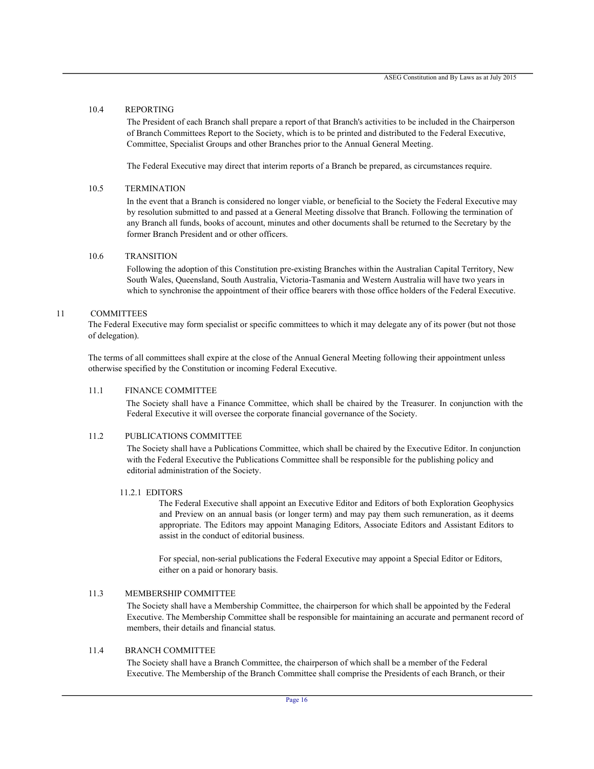### 10.4 REPORTING

The President of each Branch shall prepare a report of that Branch's activities to be included in the Chairperson of Branch Committees Report to the Society, which is to be printed and distributed to the Federal Executive, Committee, Specialist Groups and other Branches prior to the Annual General Meeting.

The Federal Executive may direct that interim reports of a Branch be prepared, as circumstances require.

### 10.5 TERMINATION

In the event that a Branch is considered no longer viable, or beneficial to the Society the Federal Executive may by resolution submitted to and passed at a General Meeting dissolve that Branch. Following the termination of any Branch all funds, books of account, minutes and other documents shall be returned to the Secretary by the former Branch President and or other officers.

### 10.6 TRANSITION

Following the adoption of this Constitution pre-existing Branches within the Australian Capital Territory, New South Wales, Queensland, South Australia, Victoria-Tasmania and Western Australia will have two years in which to synchronise the appointment of their office bearers with those office holders of the Federal Executive.

## 11 COMMITTEES

The Federal Executive may form specialist or specific committees to which it may delegate any of its power (but not those of delegation).

The terms of all committees shall expire at the close of the Annual General Meeting following their appointment unless otherwise specified by the Constitution or incoming Federal Executive.

### 11.1 FINANCE COMMITTEE

The Society shall have a Finance Committee, which shall be chaired by the Treasurer. In conjunction with the Federal Executive it will oversee the corporate financial governance of the Society.

### 11.2 PUBLICATIONS COMMITTEE

The Society shall have a Publications Committee, which shall be chaired by the Executive Editor. In conjunction with the Federal Executive the Publications Committee shall be responsible for the publishing policy and editorial administration of the Society.

#### 11.2.1 EDITORS

The Federal Executive shall appoint an Executive Editor and Editors of both Exploration Geophysics and Preview on an annual basis (or longer term) and may pay them such remuneration, as it deems appropriate. The Editors may appoint Managing Editors, Associate Editors and Assistant Editors to assist in the conduct of editorial business.

For special, non-serial publications the Federal Executive may appoint a Special Editor or Editors, either on a paid or honorary basis.

### 11.3 MEMBERSHIP COMMITTEE

The Society shall have a Membership Committee, the chairperson for which shall be appointed by the Federal Executive. The Membership Committee shall be responsible for maintaining an accurate and permanent record of members, their details and financial status.

### 11.4 BRANCH COMMITTEE

The Society shall have a Branch Committee, the chairperson of which shall be a member of the Federal Executive. The Membership of the Branch Committee shall comprise the Presidents of each Branch, or their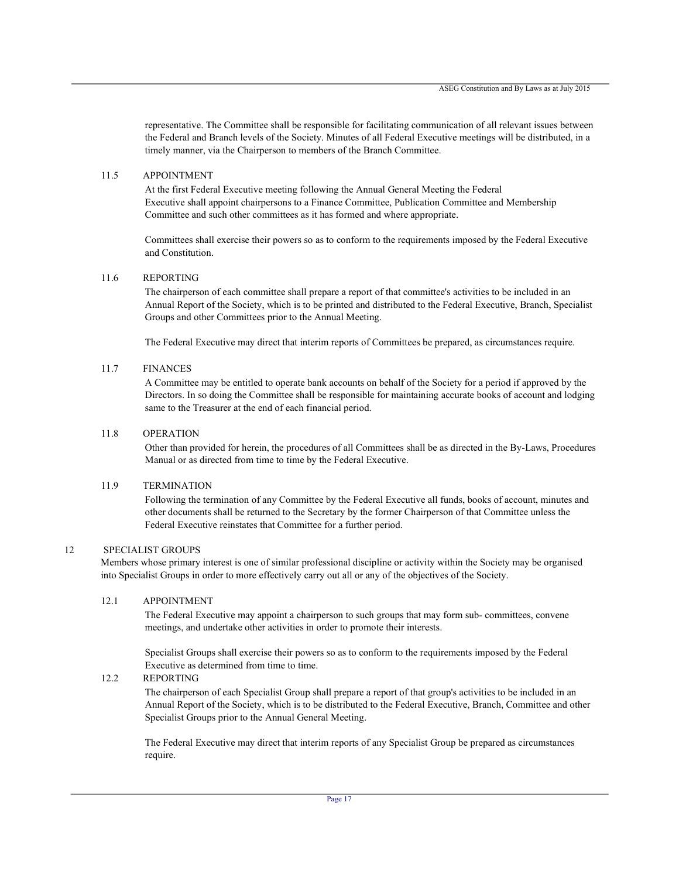representative. The Committee shall be responsible for facilitating communication of all relevant issues between the Federal and Branch levels of the Society. Minutes of all Federal Executive meetings will be distributed, in a timely manner, via the Chairperson to members of the Branch Committee.

### 11.5 APPOINTMENT

At the first Federal Executive meeting following the Annual General Meeting the Federal Executive shall appoint chairpersons to a Finance Committee, Publication Committee and Membership Committee and such other committees as it has formed and where appropriate.

Committees shall exercise their powers so as to conform to the requirements imposed by the Federal Executive and Constitution.

### 11.6 REPORTING

The chairperson of each committee shall prepare a report of that committee's activities to be included in an Annual Report of the Society, which is to be printed and distributed to the Federal Executive, Branch, Specialist Groups and other Committees prior to the Annual Meeting.

The Federal Executive may direct that interim reports of Committees be prepared, as circumstances require.

### 11.7 FINANCES

A Committee may be entitled to operate bank accounts on behalf of the Society for a period if approved by the Directors. In so doing the Committee shall be responsible for maintaining accurate books of account and lodging same to the Treasurer at the end of each financial period.

### 11.8 OPERATION

Other than provided for herein, the procedures of all Committees shall be as directed in the By-Laws, Procedures Manual or as directed from time to time by the Federal Executive.

### 11.9 TERMINATION

Following the termination of any Committee by the Federal Executive all funds, books of account, minutes and other documents shall be returned to the Secretary by the former Chairperson of that Committee unless the Federal Executive reinstates that Committee for a further period.

## 12 SPECIALIST GROUPS

Members whose primary interest is one of similar professional discipline or activity within the Society may be organised into Specialist Groups in order to more effectively carry out all or any of the objectives of the Society.

### 12.1 APPOINTMENT

The Federal Executive may appoint a chairperson to such groups that may form sub- committees, convene meetings, and undertake other activities in order to promote their interests.

Specialist Groups shall exercise their powers so as to conform to the requirements imposed by the Federal Executive as determined from time to time.

### 12.2 REPORTING

The chairperson of each Specialist Group shall prepare a report of that group's activities to be included in an Annual Report of the Society, which is to be distributed to the Federal Executive, Branch, Committee and other Specialist Groups prior to the Annual General Meeting.

The Federal Executive may direct that interim reports of any Specialist Group be prepared as circumstances require.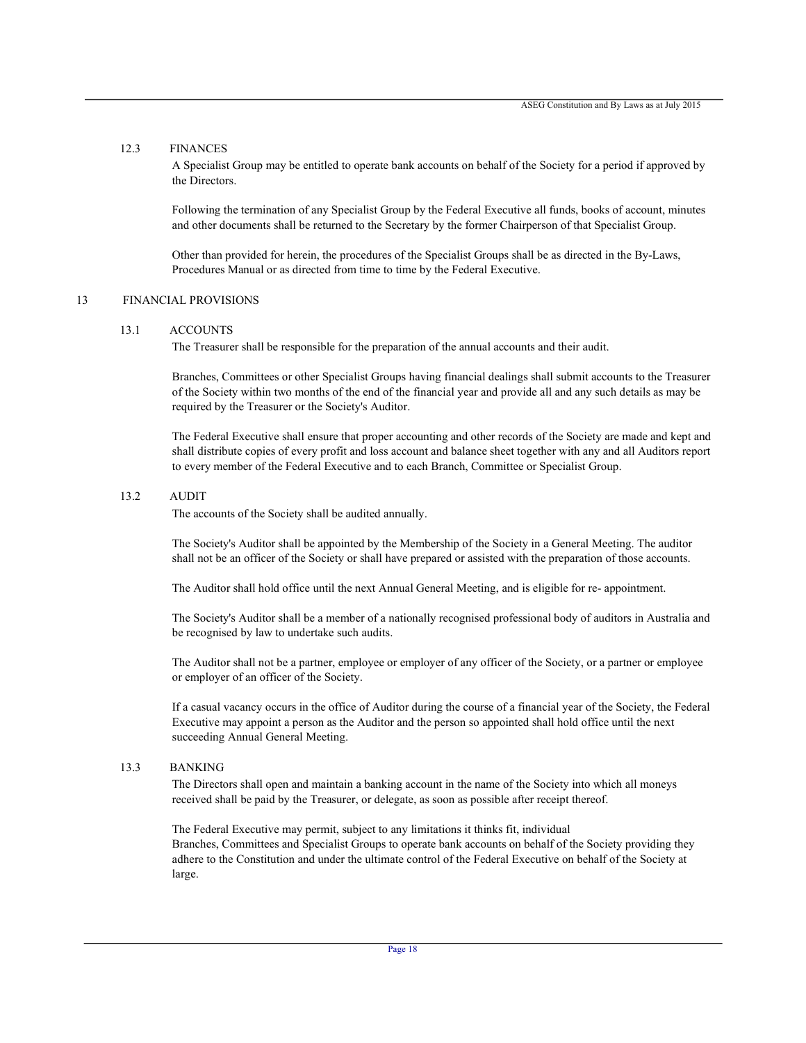### 12.3 FINANCES

A Specialist Group may be entitled to operate bank accounts on behalf of the Society for a period if approved by the Directors.

Following the termination of any Specialist Group by the Federal Executive all funds, books of account, minutes and other documents shall be returned to the Secretary by the former Chairperson of that Specialist Group.

Other than provided for herein, the procedures of the Specialist Groups shall be as directed in the By-Laws, Procedures Manual or as directed from time to time by the Federal Executive.

## 13 FINANCIAL PROVISIONS

### 13.1 ACCOUNTS

The Treasurer shall be responsible for the preparation of the annual accounts and their audit.

Branches, Committees or other Specialist Groups having financial dealings shall submit accounts to the Treasurer of the Society within two months of the end of the financial year and provide all and any such details as may be required by the Treasurer or the Society's Auditor.

The Federal Executive shall ensure that proper accounting and other records of the Society are made and kept and shall distribute copies of every profit and loss account and balance sheet together with any and all Auditors report to every member of the Federal Executive and to each Branch, Committee or Specialist Group.

### 13.2 AUDIT

The accounts of the Society shall be audited annually.

The Society's Auditor shall be appointed by the Membership of the Society in a General Meeting. The auditor shall not be an officer of the Society or shall have prepared or assisted with the preparation of those accounts.

The Auditor shall hold office until the next Annual General Meeting, and is eligible for re- appointment.

The Society's Auditor shall be a member of a nationally recognised professional body of auditors in Australia and be recognised by law to undertake such audits.

The Auditor shall not be a partner, employee or employer of any officer of the Society, or a partner or employee or employer of an officer of the Society.

If a casual vacancy occurs in the office of Auditor during the course of a financial year of the Society, the Federal Executive may appoint a person as the Auditor and the person so appointed shall hold office until the next succeeding Annual General Meeting.

### 13.3 BANKING

The Directors shall open and maintain a banking account in the name of the Society into which all moneys received shall be paid by the Treasurer, or delegate, as soon as possible after receipt thereof.

The Federal Executive may permit, subject to any limitations it thinks fit, individual Branches, Committees and Specialist Groups to operate bank accounts on behalf of the Society providing they adhere to the Constitution and under the ultimate control of the Federal Executive on behalf of the Society at large.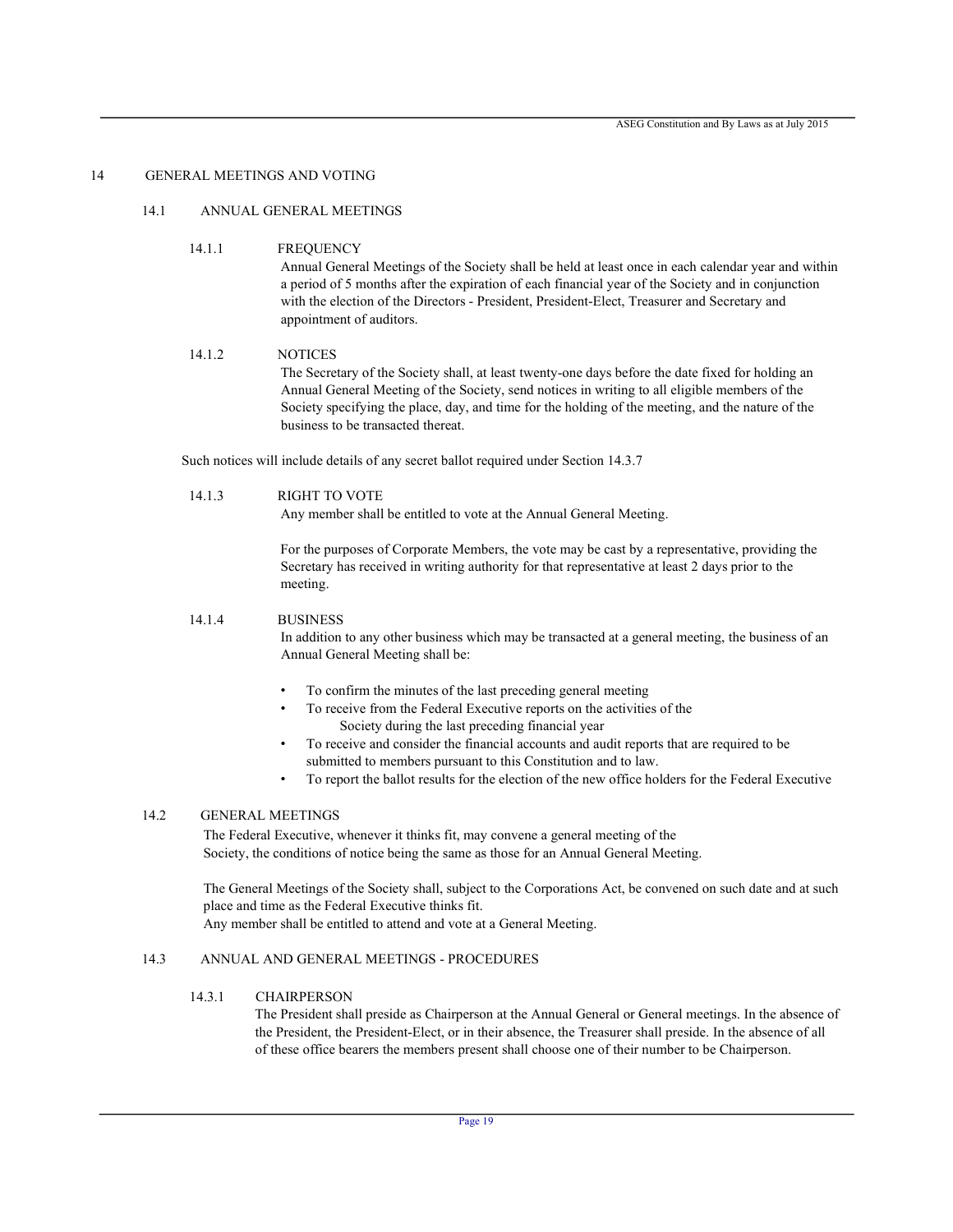## 14 GENERAL MEETINGS AND VOTING

### 14.1 ANNUAL GENERAL MEETINGS

#### 14.1.1 FREQUENCY

Annual General Meetings of the Society shall be held at least once in each calendar year and within a period of 5 months after the expiration of each financial year of the Society and in conjunction with the election of the Directors - President, President-Elect, Treasurer and Secretary and appointment of auditors.

#### 14.1.2 NOTICES

The Secretary of the Society shall, at least twenty-one days before the date fixed for holding an Annual General Meeting of the Society, send notices in writing to all eligible members of the Society specifying the place, day, and time for the holding of the meeting, and the nature of the business to be transacted thereat.

Such notices will include details of any secret ballot required under Section 14.3.7

#### 14.1.3 RIGHT TO VOTE

Any member shall be entitled to vote at the Annual General Meeting.

For the purposes of Corporate Members, the vote may be cast by a representative, providing the Secretary has received in writing authority for that representative at least 2 days prior to the meeting.

#### 14.1.4 BUSINESS

In addition to any other business which may be transacted at a general meeting, the business of an Annual General Meeting shall be:

- To confirm the minutes of the last preceding general meeting
- To receive from the Federal Executive reports on the activities of the Society during the last preceding financial year
- To receive and consider the financial accounts and audit reports that are required to be submitted to members pursuant to this Constitution and to law.
- To report the ballot results for the election of the new office holders for the Federal Executive

### 14.2 GENERAL MEETINGS

The Federal Executive, whenever it thinks fit, may convene a general meeting of the Society, the conditions of notice being the same as those for an Annual General Meeting.

The General Meetings of the Society shall, subject to the Corporations Act, be convened on such date and at such place and time as the Federal Executive thinks fit.
Any member shall be entitled to attend and vote at a General Meeting.

### 14.3 ANNUAL AND GENERAL MEETINGS - PROCEDURES

#### 14.3.1 CHAIRPERSON

The President shall preside as Chairperson at the Annual General or General meetings. In the absence of the President, the President-Elect, or in their absence, the Treasurer shall preside. In the absence of all of these office bearers the members present shall choose one of their number to be Chairperson.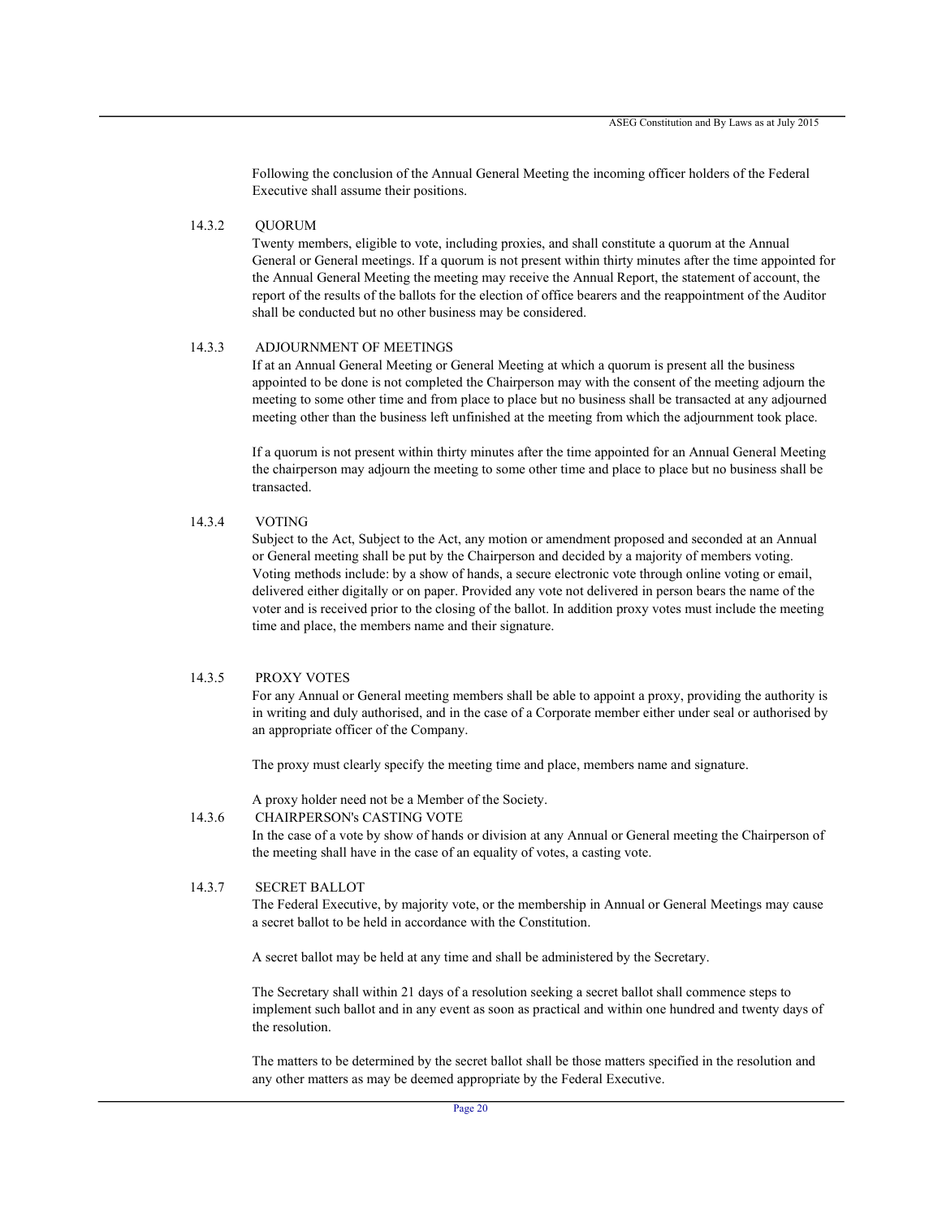Following the conclusion of the Annual General Meeting the incoming officer holders of the Federal Executive shall assume their positions.

### 14.3.2 QUORUM

Twenty members, eligible to vote, including proxies, and shall constitute a quorum at the Annual General or General meetings. If a quorum is not present within thirty minutes after the time appointed for the Annual General Meeting the meeting may receive the Annual Report, the statement of account, the report of the results of the ballots for the election of office bearers and the reappointment of the Auditor shall be conducted but no other business may be considered.

### 14.3.3 ADJOURNMENT OF MEETINGS

If at an Annual General Meeting or General Meeting at which a quorum is present all the business appointed to be done is not completed the Chairperson may with the consent of the meeting adjourn the meeting to some other time and from place to place but no business shall be transacted at any adjourned meeting other than the business left unfinished at the meeting from which the adjournment took place.

If a quorum is not present within thirty minutes after the time appointed for an Annual General Meeting the chairperson may adjourn the meeting to some other time and place to place but no business shall be transacted.

### 14.3.4 VOTING

Subject to the Act, Subject to the Act, any motion or amendment proposed and seconded at an Annual or General meeting shall be put by the Chairperson and decided by a majority of members voting. Voting methods include: by a show of hands, a secure electronic vote through online voting or email, delivered either digitally or on paper. Provided any vote not delivered in person bears the name of the voter and is received prior to the closing of the ballot. In addition proxy votes must include the meeting time and place, the members name and their signature.

### 14.3.5 PROXY VOTES

For any Annual or General meeting members shall be able to appoint a proxy, providing the authority is in writing and duly authorised, and in the case of a Corporate member either under seal or authorised by an appropriate officer of the Company.

The proxy must clearly specify the meeting time and place, members name and signature.

A proxy holder need not be a Member of the Society.

### 14.3.6 CHAIRPERSON's CASTING VOTE

In the case of a vote by show of hands or division at any Annual or General meeting the Chairperson of the meeting shall have in the case of an equality of votes, a casting vote.

### 14.3.7 SECRET BALLOT

The Federal Executive, by majority vote, or the membership in Annual or General Meetings may cause a secret ballot to be held in accordance with the Constitution.

A secret ballot may be held at any time and shall be administered by the Secretary.

The Secretary shall within 21 days of a resolution seeking a secret ballot shall commence steps to implement such ballot and in any event as soon as practical and within one hundred and twenty days of the resolution.

The matters to be determined by the secret ballot shall be those matters specified in the resolution and any other matters as may be deemed appropriate by the Federal Executive.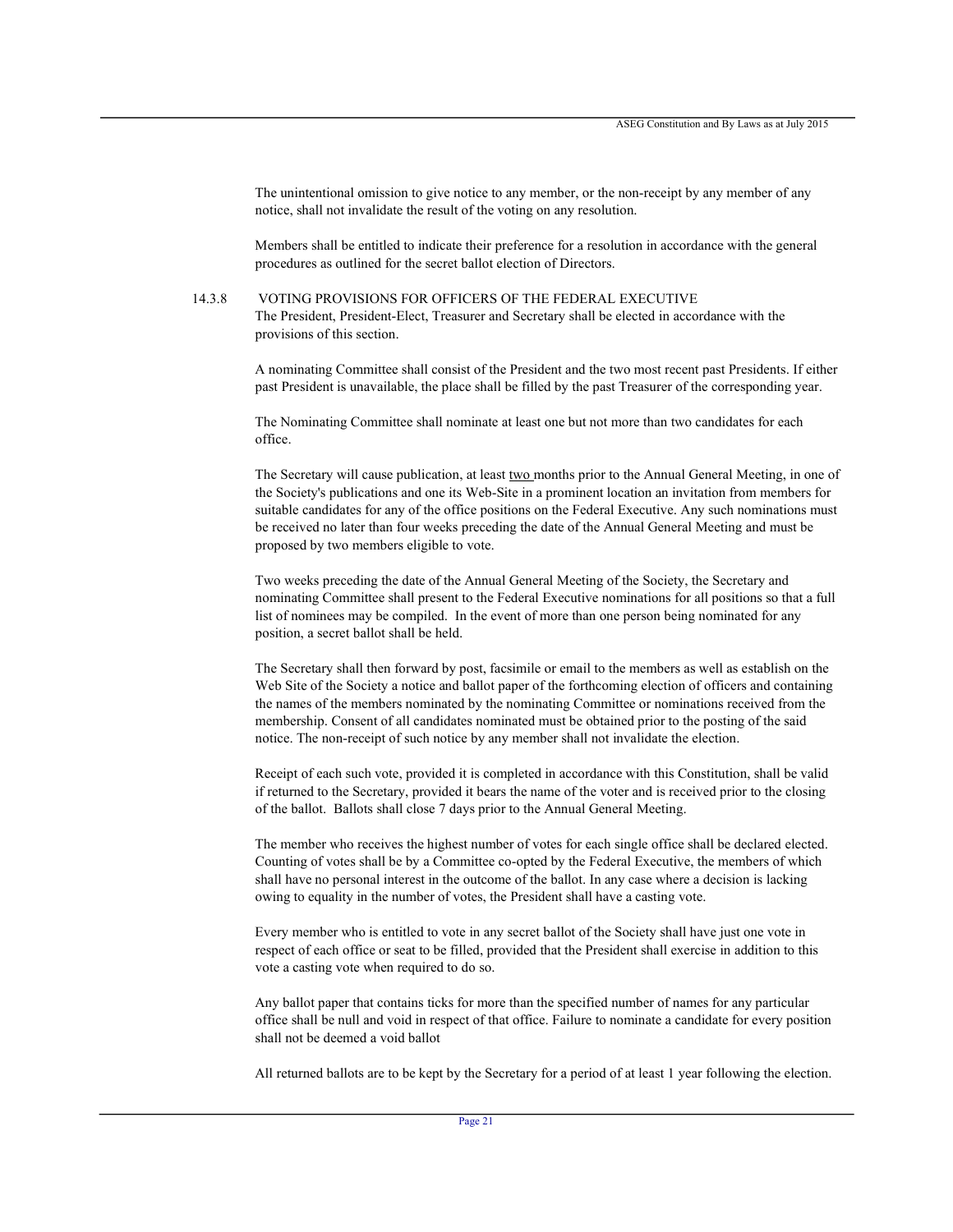The unintentional omission to give notice to any member, or the non-receipt by any member of any notice, shall not invalidate the result of the voting on any resolution.

Members shall be entitled to indicate their preference for a resolution in accordance with the general procedures as outlined for the secret ballot election of Directors.

### 14.3.8 VOTING PROVISIONS FOR OFFICERS OF THE FEDERAL EXECUTIVE

The President, President-Elect, Treasurer and Secretary shall be elected in accordance with the provisions of this section.

A nominating Committee shall consist of the President and the two most recent past Presidents. If either past President is unavailable, the place shall be filled by the past Treasurer of the corresponding year.

The Nominating Committee shall nominate at least one but not more than two candidates for each office.

The Secretary will cause publication, at least two months prior to the Annual General Meeting, in one of the Society's publications and one its Web-Site in a prominent location an invitation from members for suitable candidates for any of the office positions on the Federal Executive. Any such nominations must be received no later than four weeks preceding the date of the Annual General Meeting and must be proposed by two members eligible to vote.

Two weeks preceding the date of the Annual General Meeting of the Society, the Secretary and nominating Committee shall present to the Federal Executive nominations for all positions so that a full list of nominees may be compiled. In the event of more than one person being nominated for any position, a secret ballot shall be held.

The Secretary shall then forward by post, facsimile or email to the members as well as establish on the Web Site of the Society a notice and ballot paper of the forthcoming election of officers and containing the names of the members nominated by the nominating Committee or nominations received from the membership. Consent of all candidates nominated must be obtained prior to the posting of the said notice. The non-receipt of such notice by any member shall not invalidate the election.

Receipt of each such vote, provided it is completed in accordance with this Constitution, shall be valid if returned to the Secretary, provided it bears the name of the voter and is received prior to the closing of the ballot. Ballots shall close 7 days prior to the Annual General Meeting.

The member who receives the highest number of votes for each single office shall be declared elected. Counting of votes shall be by a Committee co-opted by the Federal Executive, the members of which shall have no personal interest in the outcome of the ballot. In any case where a decision is lacking owing to equality in the number of votes, the President shall have a casting vote.

Every member who is entitled to vote in any secret ballot of the Society shall have just one vote in respect of each office or seat to be filled, provided that the President shall exercise in addition to this vote a casting vote when required to do so.

Any ballot paper that contains ticks for more than the specified number of names for any particular office shall be null and void in respect of that office. Failure to nominate a candidate for every position shall not be deemed a void ballot

All returned ballots are to be kept by the Secretary for a period of at least 1 year following the election.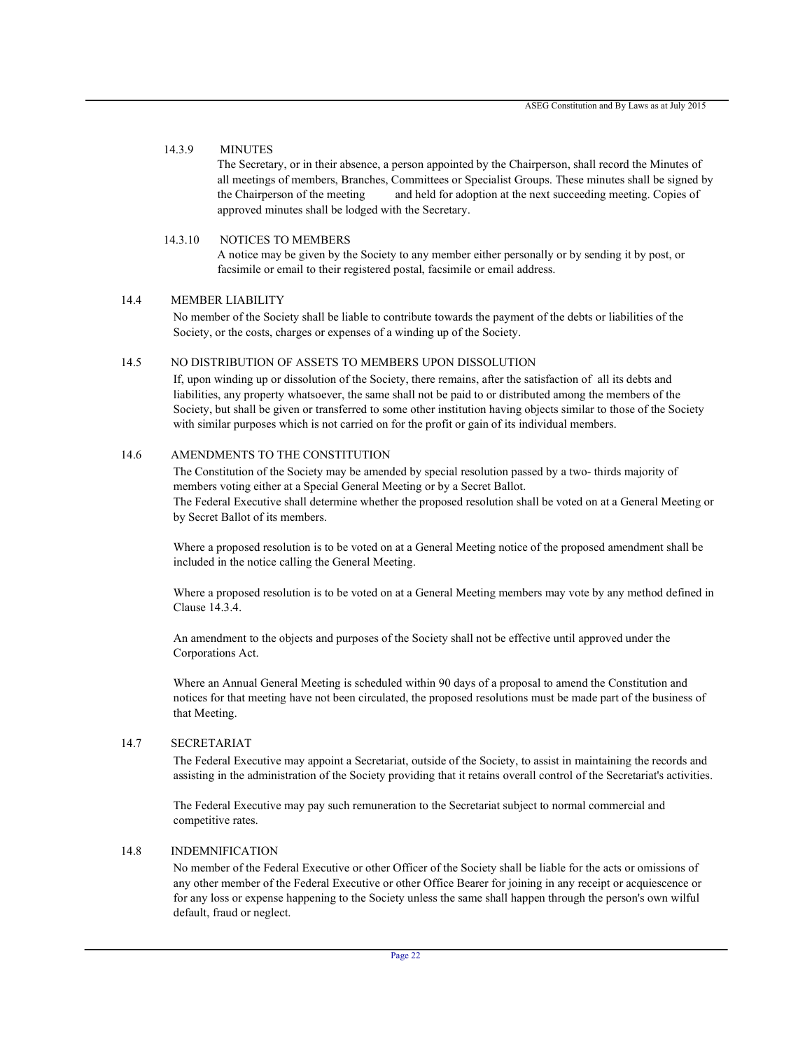#### 14.3.9 MINUTES

The Secretary, or in their absence, a person appointed by the Chairperson, shall record the Minutes of all meetings of members, Branches, Committees or Specialist Groups. These minutes shall be signed by the Chairperson of the meeting and held for adoption at the next succeeding meeting. Copies of approved minutes shall be lodged with the Secretary.

#### 14.3.10 NOTICES TO MEMBERS

A notice may be given by the Society to any member either personally or by sending it by post, or facsimile or email to their registered postal, facsimile or email address.

### 14.4 MEMBER LIABILITY

No member of the Society shall be liable to contribute towards the payment of the debts or liabilities of the Society, or the costs, charges or expenses of a winding up of the Society.

### 14.5 NO DISTRIBUTION OF ASSETS TO MEMBERS UPON DISSOLUTION

If, upon winding up or dissolution of the Society, there remains, after the satisfaction of all its debts and liabilities, any property whatsoever, the same shall not be paid to or distributed among the members of the Society, but shall be given or transferred to some other institution having objects similar to those of the Society with similar purposes which is not carried on for the profit or gain of its individual members.

### 14.6 AMENDMENTS TO THE CONSTITUTION

The Constitution of the Society may be amended by special resolution passed by a two- thirds majority of members voting either at a Special General Meeting or by a Secret Ballot.
The Federal Executive shall determine whether the proposed resolution shall be voted on at a General Meeting or by Secret Ballot of its members.

Where a proposed resolution is to be voted on at a General Meeting notice of the proposed amendment shall be included in the notice calling the General Meeting.

Where a proposed resolution is to be voted on at a General Meeting members may vote by any method defined in Clause 14.3.4.

An amendment to the objects and purposes of the Society shall not be effective until approved under the Corporations Act.

Where an Annual General Meeting is scheduled within 90 days of a proposal to amend the Constitution and notices for that meeting have not been circulated, the proposed resolutions must be made part of the business of that Meeting.

### 14.7 SECRETARIAT

The Federal Executive may appoint a Secretariat, outside of the Society, to assist in maintaining the records and assisting in the administration of the Society providing that it retains overall control of the Secretariat's activities.

The Federal Executive may pay such remuneration to the Secretariat subject to normal commercial and competitive rates.

### 14.8 INDEMNIFICATION

No member of the Federal Executive or other Officer of the Society shall be liable for the acts or omissions of any other member of the Federal Executive or other Office Bearer for joining in any receipt or acquiescence or for any loss or expense happening to the Society unless the same shall happen through the person's own wilful default, fraud or neglect.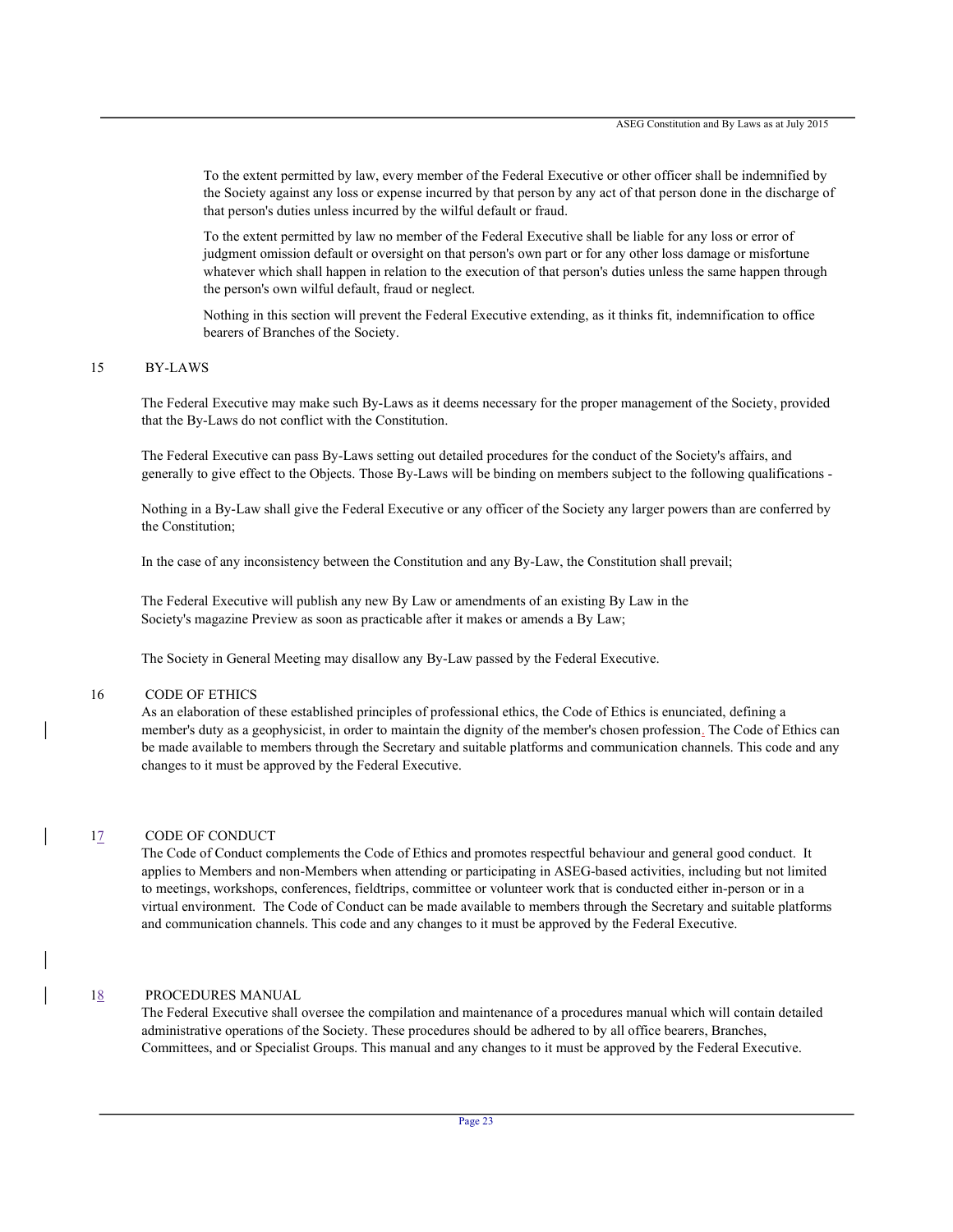To the extent permitted by law, every member of the Federal Executive or other officer shall be indemnified by the Society against any loss or expense incurred by that person by any act of that person done in the discharge of that person's duties unless incurred by the wilful default or fraud.

To the extent permitted by law no member of the Federal Executive shall be liable for any loss or error of judgment omission default or oversight on that person's own part or for any other loss damage or misfortune whatever which shall happen in relation to the execution of that person's duties unless the same happen through the person's own wilful default, fraud or neglect.

Nothing in this section will prevent the Federal Executive extending, as it thinks fit, indemnification to office bearers of Branches of the Society.

## 15 BY-LAWS

The Federal Executive may make such By-Laws as it deems necessary for the proper management of the Society, provided that the By-Laws do not conflict with the Constitution.

The Federal Executive can pass By-Laws setting out detailed procedures for the conduct of the Society's affairs, and generally to give effect to the Objects. Those By-Laws will be binding on members subject to the following qualifications -

Nothing in a By-Law shall give the Federal Executive or any officer of the Society any larger powers than are conferred by the Constitution;

In the case of any inconsistency between the Constitution and any By-Law, the Constitution shall prevail;

The Federal Executive will publish any new By Law or amendments of an existing By Law in the Society's magazine Preview as soon as practicable after it makes or amends a By Law;

The Society in General Meeting may disallow any By-Law passed by the Federal Executive.

## 16 CODE OF ETHICS

As an elaboration of these established principles of professional ethics, the Code of Ethics is enunciated, defining a member's duty as a geophysicist, in order to maintain the dignity of the member's chosen profession. The Code of Ethics can be made available to members through the Secretary and suitable platforms and communication channels. This code and any changes to it must be approved by the Federal Executive.

## 17 CODE OF CONDUCT

The Code of Conduct complements the Code of Ethics and promotes respectful behaviour and general good conduct. It applies to Members and non-Members when attending or participating in ASEG-based activities, including but not limited to meetings, workshops, conferences, fieldtrips, committee or volunteer work that is conducted either in-person or in a virtual environment. The Code of Conduct can be made available to members through the Secretary and suitable platforms and communication channels. This code and any changes to it must be approved by the Federal Executive.

## 18 PROCEDURES MANUAL

The Federal Executive shall oversee the compilation and maintenance of a procedures manual which will contain detailed administrative operations of the Society. These procedures should be adhered to by all office bearers, Branches, Committees, and or Specialist Groups. This manual and any changes to it must be approved by the Federal Executive.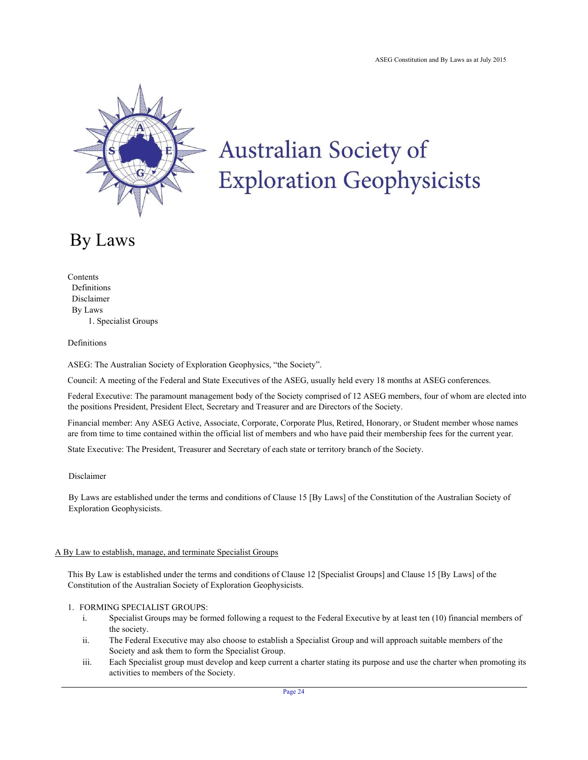# Australian Society of Exploration Geophysicists

# By Laws

Contents
- Definitions
- Disclaimer
- By Laws
  1. Specialist Groups

## Definitions

ASEG: The Australian Society of Exploration Geophysics, "the Society".

Council: A meeting of the Federal and State Executives of the ASEG, usually held every 18 months at ASEG conferences.

Federal Executive: The paramount management body of the Society comprised of 12 ASEG members, four of whom are elected into the positions President, President Elect, Secretary and Treasurer and are Directors of the Society.

Financial member: Any ASEG Active, Associate, Corporate, Corporate Plus, Retired, Honorary, or Student member whose names are from time to time contained within the official list of members and who have paid their membership fees for the current year.

State Executive: The President, Treasurer and Secretary of each state or territory branch of the Society.

## Disclaimer

By Laws are established under the terms and conditions of Clause 15 [By Laws] of the Constitution of the Australian Society of Exploration Geophysicists.

## A By Law to establish, manage, and terminate Specialist Groups

This By Law is established under the terms and conditions of Clause 12 [Specialist Groups] and Clause 15 [By Laws] of the Constitution of the Australian Society of Exploration Geophysicists.

1. FORMING SPECIALIST GROUPS:
   i. Specialist Groups may be formed following a request to the Federal Executive by at least ten (10) financial members of the society.
   ii. The Federal Executive may also choose to establish a Specialist Group and will approach suitable members of the Society and ask them to form the Specialist Group.
   iii. Each Specialist group must develop and keep current a charter stating its purpose and use the charter when promoting its activities to members of the Society.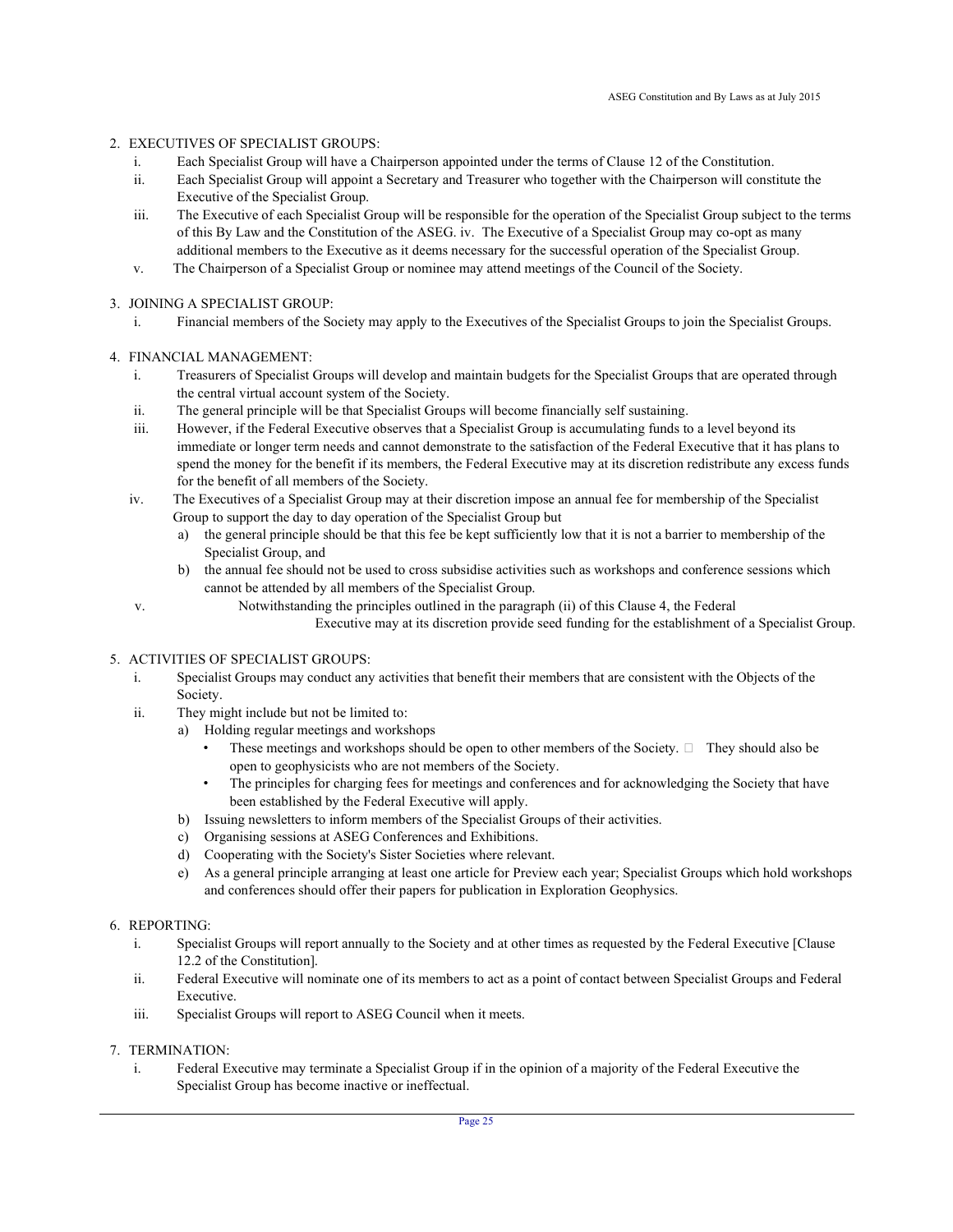2. EXECUTIVES OF SPECIALIST GROUPS:
   i. Each Specialist Group will have a Chairperson appointed under the terms of Clause 12 of the Constitution.
   ii. Each Specialist Group will appoint a Secretary and Treasurer who together with the Chairperson will constitute the Executive of the Specialist Group.
   iii. The Executive of each Specialist Group will be responsible for the operation of the Specialist Group subject to the terms of this By Law and the Constitution of the ASEG. iv. The Executive of a Specialist Group may co-opt as many additional members to the Executive as it deems necessary for the successful operation of the Specialist Group.
   v. The Chairperson of a Specialist Group or nominee may attend meetings of the Council of the Society.

3. JOINING A SPECIALIST GROUP:
   i. Financial members of the Society may apply to the Executives of the Specialist Groups to join the Specialist Groups.

4. FINANCIAL MANAGEMENT:
   i. Treasurers of Specialist Groups will develop and maintain budgets for the Specialist Groups that are operated through the central virtual account system of the Society.
   ii. The general principle will be that Specialist Groups will become financially self sustaining.
   iii. However, if the Federal Executive observes that a Specialist Group is accumulating funds to a level beyond its immediate or longer term needs and cannot demonstrate to the satisfaction of the Federal Executive that it has plans to spend the money for the benefit if its members, the Federal Executive may at its discretion redistribute any excess funds for the benefit of all members of the Society.
   iv. The Executives of a Specialist Group may at their discretion impose an annual fee for membership of the Specialist Group to support the day to day operation of the Specialist Group but
      a) the general principle should be that this fee be kept sufficiently low that it is not a barrier to membership of the Specialist Group, and
      b) the annual fee should not be used to cross subsidise activities such as workshops and conference sessions which cannot be attended by all members of the Specialist Group.
   v. Notwithstanding the principles outlined in the paragraph (ii) of this Clause 4, the Federal Executive may at its discretion provide seed funding for the establishment of a Specialist Group.

5. ACTIVITIES OF SPECIALIST GROUPS:
   i. Specialist Groups may conduct any activities that benefit their members that are consistent with the Objects of the Society.
   ii. They might include but not be limited to:
      a) Holding regular meetings and workshops
         - These meetings and workshops should be open to other members of the Society.  They should also be open to geophysicists who are not members of the Society.
         - The principles for charging fees for meetings and conferences and for acknowledging the Society that have been established by the Federal Executive will apply.
      b) Issuing newsletters to inform members of the Specialist Groups of their activities.
      c) Organising sessions at ASEG Conferences and Exhibitions.
      d) Cooperating with the Society's Sister Societies where relevant.
      e) As a general principle arranging at least one article for Preview each year; Specialist Groups which hold workshops and conferences should offer their papers for publication in Exploration Geophysics.

6. REPORTING:
   i. Specialist Groups will report annually to the Society and at other times as requested by the Federal Executive [Clause 12.2 of the Constitution].
   ii. Federal Executive will nominate one of its members to act as a point of contact between Specialist Groups and Federal Executive.
   iii. Specialist Groups will report to ASEG Council when it meets.

7. TERMINATION:
   i. Federal Executive may terminate a Specialist Group if in the opinion of a majority of the Federal Executive the Specialist Group has become inactive or ineffectual.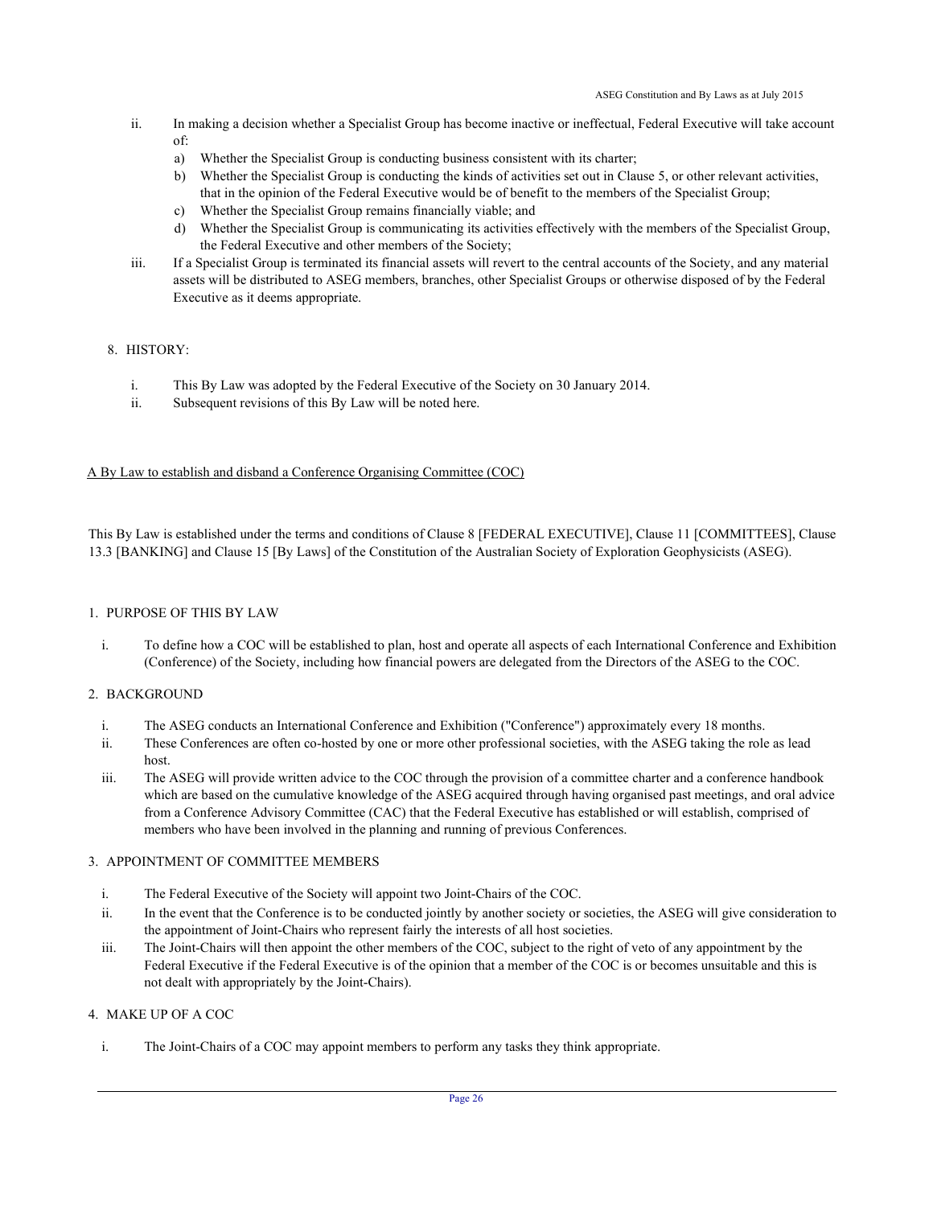ii. In making a decision whether a Specialist Group has become inactive or ineffectual, Federal Executive will take account of:

   a) Whether the Specialist Group is conducting business consistent with its charter;
   b) Whether the Specialist Group is conducting the kinds of activities set out in Clause 5, or other relevant activities, that in the opinion of the Federal Executive would be of benefit to the members of the Specialist Group;
   c) Whether the Specialist Group remains financially viable; and
   d) Whether the Specialist Group is communicating its activities effectively with the members of the Specialist Group, the Federal Executive and other members of the Society;

iii. If a Specialist Group is terminated its financial assets will revert to the central accounts of the Society, and any material assets will be distributed to ASEG members, branches, other Specialist Groups or otherwise disposed of by the Federal Executive as it deems appropriate.

8. HISTORY:

   i. This By Law was adopted by the Federal Executive of the Society on 30 January 2014.
   ii. Subsequent revisions of this By Law will be noted here.

## A By Law to establish and disband a Conference Organising Committee (COC)

This By Law is established under the terms and conditions of Clause 8 [FEDERAL EXECUTIVE], Clause 11 [COMMITTEES], Clause 13.3 [BANKING] and Clause 15 [By Laws] of the Constitution of the Australian Society of Exploration Geophysicists (ASEG).

1. PURPOSE OF THIS BY LAW

   i. To define how a COC will be established to plan, host and operate all aspects of each International Conference and Exhibition (Conference) of the Society, including how financial powers are delegated from the Directors of the ASEG to the COC.

2. BACKGROUND

   i. The ASEG conducts an International Conference and Exhibition ("Conference") approximately every 18 months.
   ii. These Conferences are often co-hosted by one or more other professional societies, with the ASEG taking the role as lead host.
   iii. The ASEG will provide written advice to the COC through the provision of a committee charter and a conference handbook which are based on the cumulative knowledge of the ASEG acquired through having organised past meetings, and oral advice from a Conference Advisory Committee (CAC) that the Federal Executive has established or will establish, comprised of members who have been involved in the planning and running of previous Conferences.

3. APPOINTMENT OF COMMITTEE MEMBERS

   i. The Federal Executive of the Society will appoint two Joint-Chairs of the COC.
   ii. In the event that the Conference is to be conducted jointly by another society or societies, the ASEG will give consideration to the appointment of Joint-Chairs who represent fairly the interests of all host societies.
   iii. The Joint-Chairs will then appoint the other members of the COC, subject to the right of veto of any appointment by the Federal Executive if the Federal Executive is of the opinion that a member of the COC is or becomes unsuitable and this is not dealt with appropriately by the Joint-Chairs).

4. MAKE UP OF A COC

   i. The Joint-Chairs of a COC may appoint members to perform any tasks they think appropriate.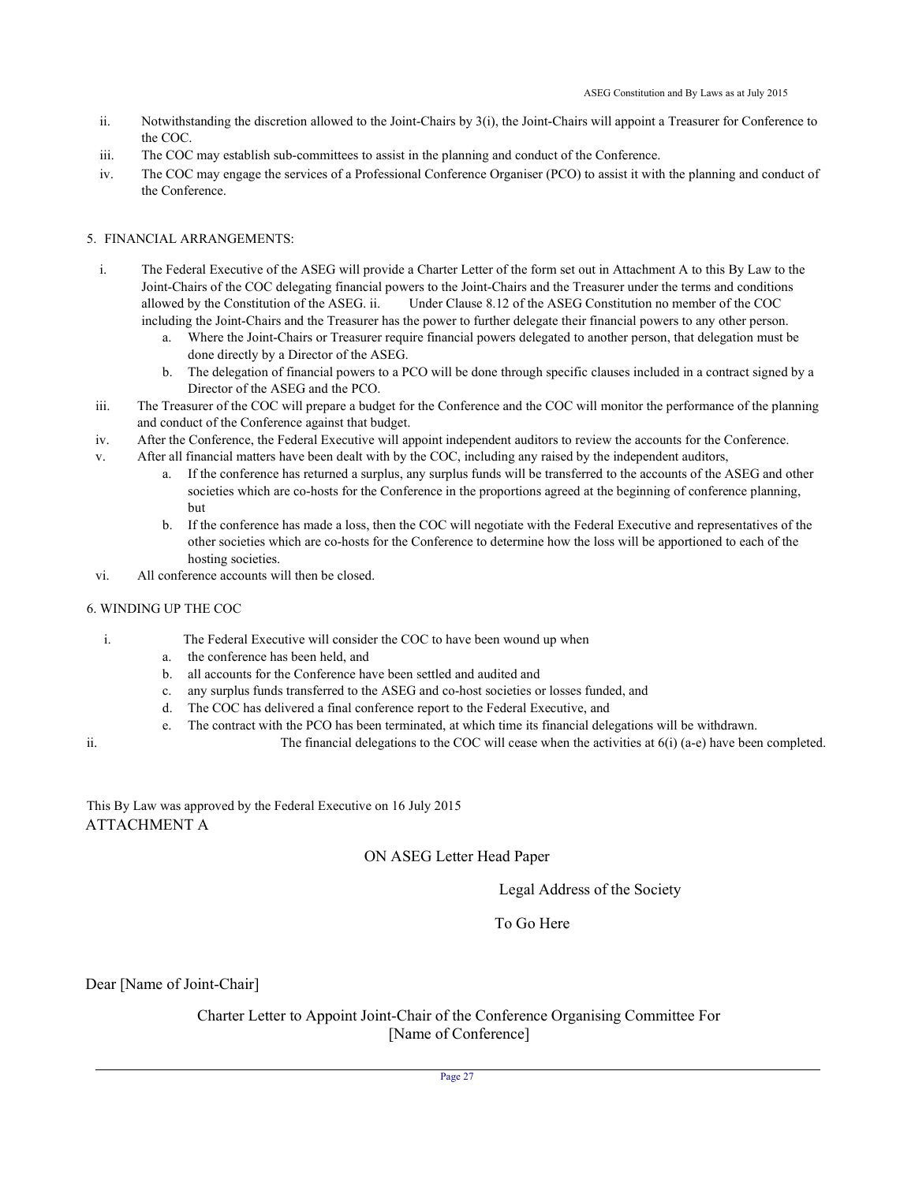ii. Notwithstanding the discretion allowed to the Joint-Chairs by 3(i), the Joint-Chairs will appoint a Treasurer for Conference to the COC.

iii. The COC may establish sub-committees to assist in the planning and conduct of the Conference.

iv. The COC may engage the services of a Professional Conference Organiser (PCO) to assist it with the planning and conduct of the Conference.

5. FINANCIAL ARRANGEMENTS:

i. The Federal Executive of the ASEG will provide a Charter Letter of the form set out in Attachment A to this By Law to the Joint-Chairs of the COC delegating financial powers to the Joint-Chairs and the Treasurer under the terms and conditions allowed by the Constitution of the ASEG. ii. Under Clause 8.12 of the ASEG Constitution no member of the COC including the Joint-Chairs and the Treasurer has the power to further delegate their financial powers to any other person.

   a. Where the Joint-Chairs or Treasurer require financial powers delegated to another person, that delegation must be done directly by a Director of the ASEG.
   b. The delegation of financial powers to a PCO will be done through specific clauses included in a contract signed by a Director of the ASEG and the PCO.

iii. The Treasurer of the COC will prepare a budget for the Conference and the COC will monitor the performance of the planning and conduct of the Conference against that budget.

iv. After the Conference, the Federal Executive will appoint independent auditors to review the accounts for the Conference.

v. After all financial matters have been dealt with by the COC, including any raised by the independent auditors,

   a. If the conference has returned a surplus, any surplus funds will be transferred to the accounts of the ASEG and other societies which are co-hosts for the Conference in the proportions agreed at the beginning of conference planning, but
   b. If the conference has made a loss, then the COC will negotiate with the Federal Executive and representatives of the other societies which are co-hosts for the Conference to determine how the loss will be apportioned to each of the hosting societies.

vi. All conference accounts will then be closed.

6. WINDING UP THE COC

i. The Federal Executive will consider the COC to have been wound up when

   a. the conference has been held, and
   b. all accounts for the Conference have been settled and audited and
   c. any surplus funds transferred to the ASEG and co-host societies or losses funded, and
   d. The COC has delivered a final conference report to the Federal Executive, and
   e. The contract with the PCO has been terminated, at which time its financial delegations will be withdrawn.

ii. The financial delegations to the COC will cease when the activities at 6(i) (a-e) have been completed.

This By Law was approved by the Federal Executive on 16 July 2015

ATTACHMENT A

ON ASEG Letter Head Paper

Legal Address of the Society

To Go Here

Dear [Name of Joint-Chair]

Charter Letter to Appoint Joint-Chair of the Conference Organising Committee For [Name of Conference]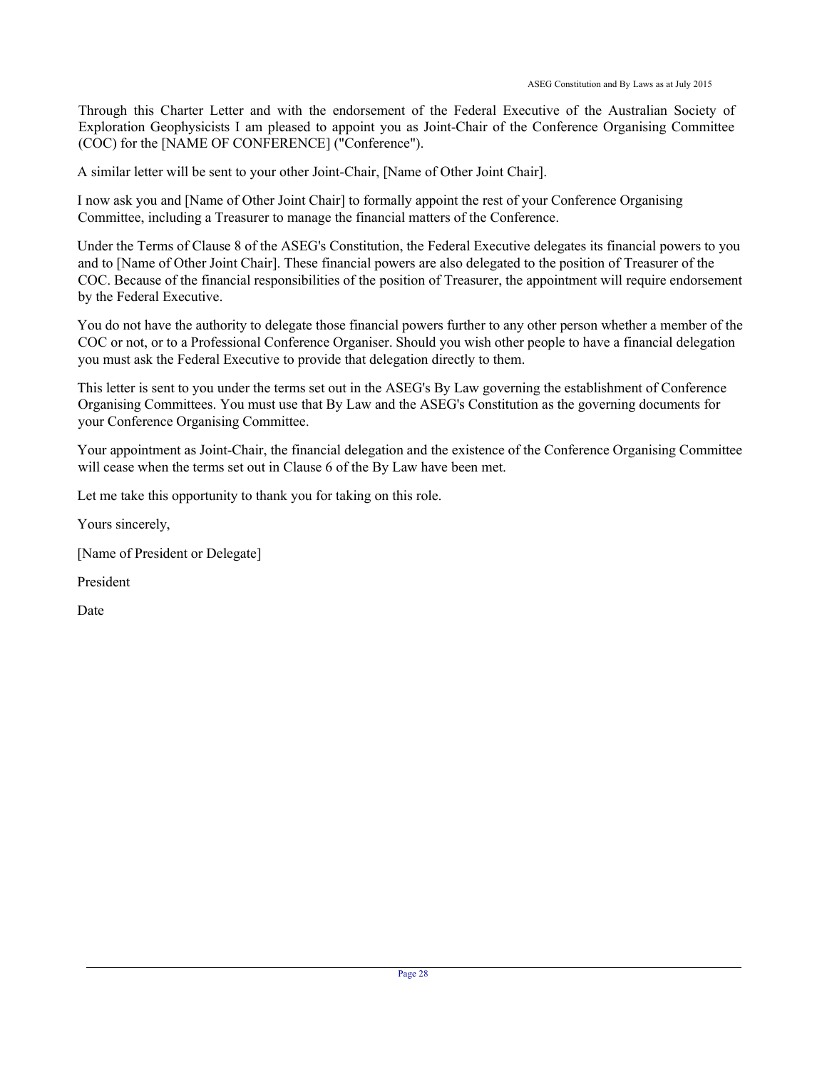Through this Charter Letter and with the endorsement of the Federal Executive of the Australian Society of Exploration Geophysicists I am pleased to appoint you as Joint-Chair of the Conference Organising Committee (COC) for the [NAME OF CONFERENCE] ("Conference").

A similar letter will be sent to your other Joint-Chair, [Name of Other Joint Chair].

I now ask you and [Name of Other Joint Chair] to formally appoint the rest of your Conference Organising Committee, including a Treasurer to manage the financial matters of the Conference.

Under the Terms of Clause 8 of the ASEG's Constitution, the Federal Executive delegates its financial powers to you and to [Name of Other Joint Chair]. These financial powers are also delegated to the position of Treasurer of the COC. Because of the financial responsibilities of the position of Treasurer, the appointment will require endorsement by the Federal Executive.

You do not have the authority to delegate those financial powers further to any other person whether a member of the COC or not, or to a Professional Conference Organiser. Should you wish other people to have a financial delegation you must ask the Federal Executive to provide that delegation directly to them.

This letter is sent to you under the terms set out in the ASEG's By Law governing the establishment of Conference Organising Committees. You must use that By Law and the ASEG's Constitution as the governing documents for your Conference Organising Committee.

Your appointment as Joint-Chair, the financial delegation and the existence of the Conference Organising Committee will cease when the terms set out in Clause 6 of the By Law have been met.

Let me take this opportunity to thank you for taking on this role.

Yours sincerely,

[Name of President or Delegate]

President

Date